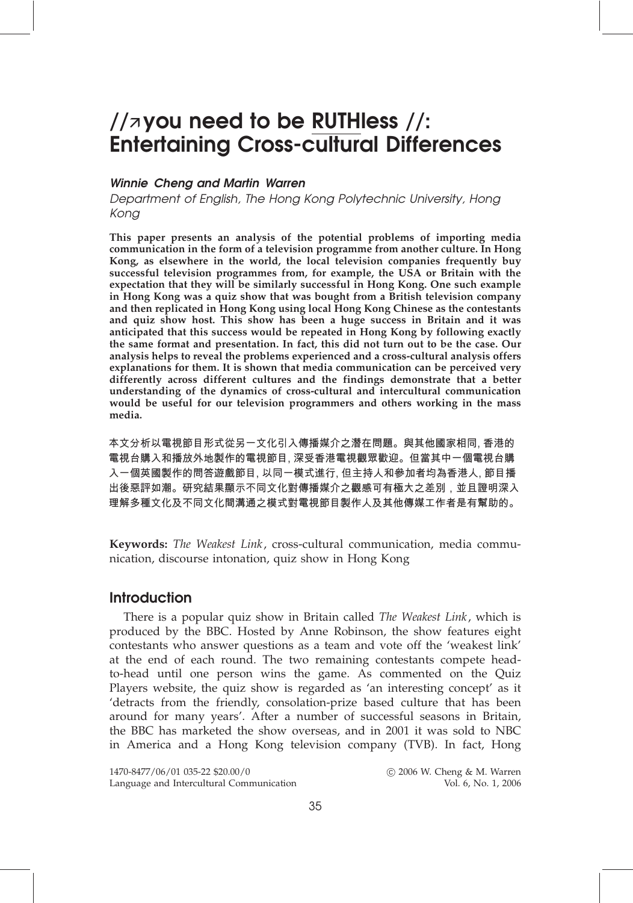# //↗you need to be RUTHless //: Entertaining Cross-cultural Differences

***Winnie Cheng and Martin Warren***

*Department of English, The Hong Kong Polytechnic University, Hong Kong*

**This paper presents an analysis of the potential problems of importing media communication in the form of a television programme from another culture. In Hong Kong, as elsewhere in the world, the local television companies frequently buy successful television programmes from, for example, the USA or Britain with the expectation that they will be similarly successful in Hong Kong. One such example in Hong Kong was a quiz show that was bought from a British television company and then replicated in Hong Kong using local Hong Kong Chinese as the contestants and quiz show host. This show has been a huge success in Britain and it was anticipated that this success would be repeated in Hong Kong by following exactly the same format and presentation. In fact, this did not turn out to be the case. Our analysis helps to reveal the problems experienced and a cross-cultural analysis offers explanations for them. It is shown that media communication can be perceived very differently across different cultures and the findings demonstrate that a better understanding of the dynamics of cross-cultural and intercultural communication would be useful for our television programmers and others working in the mass media.**

本文分析以電視節目形式從另一文化引入傳播媒介之潛在問題。與其他國家相同, 香港的電視台購入和播放外地製作的電視節目, 深受香港電視觀眾歡迎。但當其中一個電視台購入一個英國製作的問答遊戲節目, 以同一模式進行, 但主持人和參加者均為香港人, 節目播出後惡評如潮。研究結果顯示不同文化對傳播媒介之觀感可有極大之差別，並且證明深入理解多種文化及不同文化間溝通之模式對電視節目製作人及其他傳媒工作者是有幫助的。

**Keywords:** *The Weakest Link*, cross-cultural communication, media communication, discourse intonation, quiz show in Hong Kong

## Introduction

There is a popular quiz show in Britain called *The Weakest Link*, which is produced by the BBC. Hosted by Anne Robinson, the show features eight contestants who answer questions as a team and vote off the 'weakest link' at the end of each round. The two remaining contestants compete head-to-head until one person wins the game. As commented on the Quiz Players website, the quiz show is regarded as 'an interesting concept' as it 'detracts from the friendly, consolation-prize based culture that has been around for many years'. After a number of successful seasons in Britain, the BBC has marketed the show overseas, and in 2001 it was sold to NBC in America and a Hong Kong television company (TVB). In fact, Hong

1470-8477/06/01 035-22 $20.00/0
Language and Intercultural Communication

© 2006 W. Cheng & M. Warren
Vol. 6, No. 1, 2006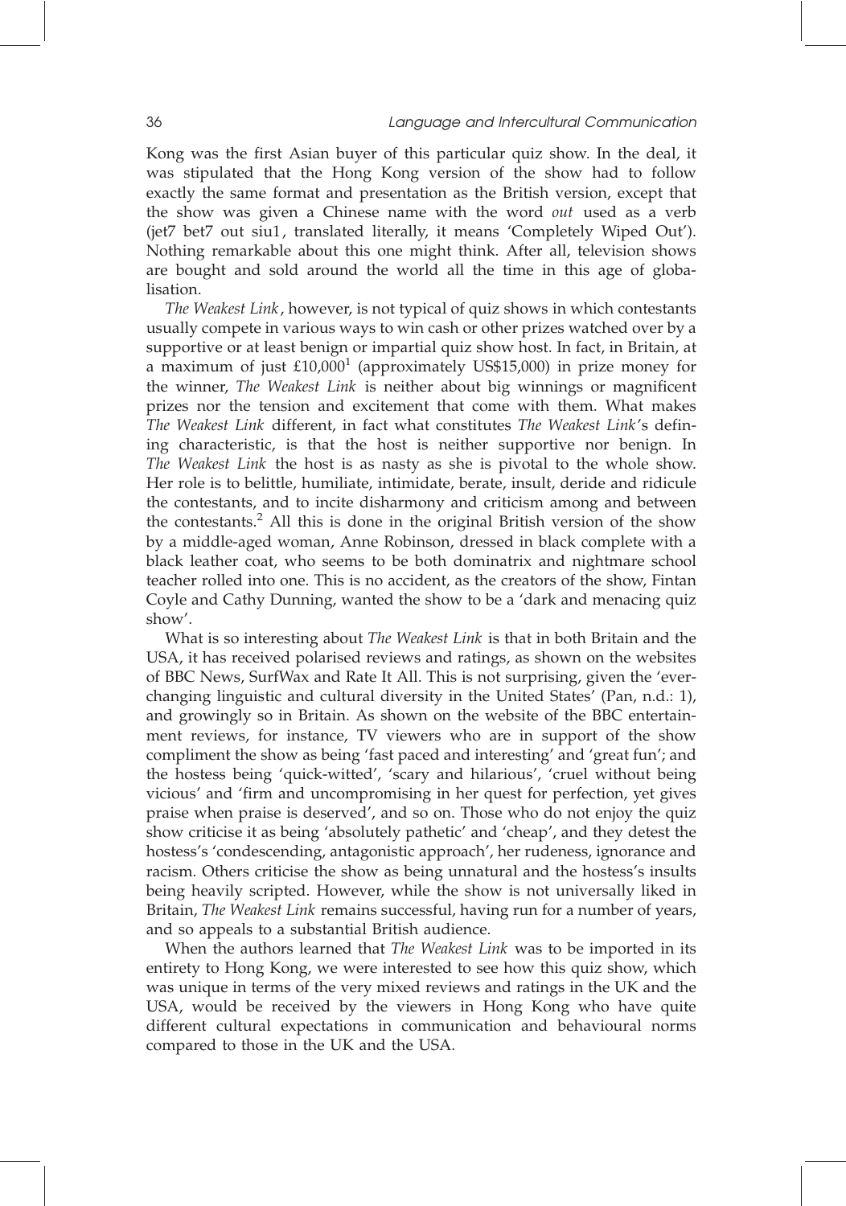Kong was the first Asian buyer of this particular quiz show. In the deal, it was stipulated that the Hong Kong version of the show had to follow exactly the same format and presentation as the British version, except that the show was given a Chinese name with the word *out* used as a verb (jet7 bet7 out siu1, translated literally, it means 'Completely Wiped Out'). Nothing remarkable about this one might think. After all, television shows are bought and sold around the world all the time in this age of globalisation.

*The Weakest Link*, however, is not typical of quiz shows in which contestants usually compete in various ways to win cash or other prizes watched over by a supportive or at least benign or impartial quiz show host. In fact, in Britain, at a maximum of just £10,000[1] (approximately US$15,000) in prize money for the winner, *The Weakest Link* is neither about big winnings or magnificent prizes nor the tension and excitement that come with them. What makes *The Weakest Link* different, in fact what constitutes *The Weakest Link*'s defining characteristic, is that the host is neither supportive nor benign. In *The Weakest Link* the host is as nasty as she is pivotal to the whole show. Her role is to belittle, humiliate, intimidate, berate, insult, deride and ridicule the contestants, and to incite disharmony and criticism among and between the contestants.[2] All this is done in the original British version of the show by a middle-aged woman, Anne Robinson, dressed in black complete with a black leather coat, who seems to be both dominatrix and nightmare school teacher rolled into one. This is no accident, as the creators of the show, Fintan Coyle and Cathy Dunning, wanted the show to be a 'dark and menacing quiz show'.

What is so interesting about *The Weakest Link* is that in both Britain and the USA, it has received polarised reviews and ratings, as shown on the websites of BBC News, SurfWax and Rate It All. This is not surprising, given the 'ever-changing linguistic and cultural diversity in the United States' (Pan, n.d.: 1), and growingly so in Britain. As shown on the website of the BBC entertainment reviews, for instance, TV viewers who are in support of the show compliment the show as being 'fast paced and interesting' and 'great fun'; and the hostess being 'quick-witted', 'scary and hilarious', 'cruel without being vicious' and 'firm and uncompromising in her quest for perfection, yet gives praise when praise is deserved', and so on. Those who do not enjoy the quiz show criticise it as being 'absolutely pathetic' and 'cheap', and they detest the hostess's 'condescending, antagonistic approach', her rudeness, ignorance and racism. Others criticise the show as being unnatural and the hostess's insults being heavily scripted. However, while the show is not universally liked in Britain, *The Weakest Link* remains successful, having run for a number of years, and so appeals to a substantial British audience.

When the authors learned that *The Weakest Link* was to be imported in its entirety to Hong Kong, we were interested to see how this quiz show, which was unique in terms of the very mixed reviews and ratings in the UK and the USA, would be received by the viewers in Hong Kong who have quite different cultural expectations in communication and behavioural norms compared to those in the UK and the USA.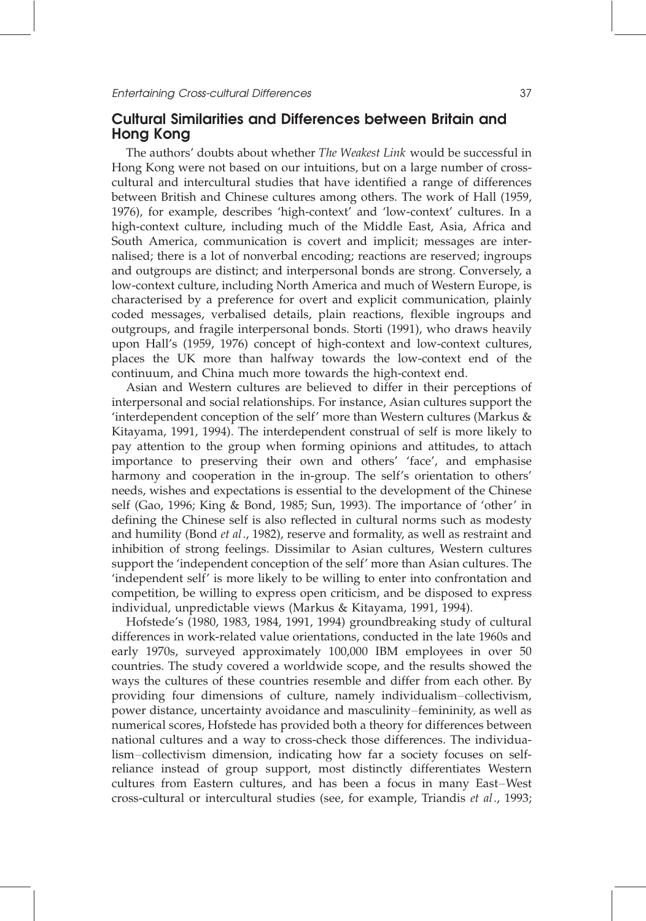## Cultural Similarities and Differences between Britain and Hong Kong

The authors' doubts about whether *The Weakest Link* would be successful in Hong Kong were not based on our intuitions, but on a large number of cross-cultural and intercultural studies that have identified a range of differences between British and Chinese cultures among others. The work of Hall (1959, 1976), for example, describes 'high-context' and 'low-context' cultures. In a high-context culture, including much of the Middle East, Asia, Africa and South America, communication is covert and implicit; messages are internalised; there is a lot of nonverbal encoding; reactions are reserved; ingroups and outgroups are distinct; and interpersonal bonds are strong. Conversely, a low-context culture, including North America and much of Western Europe, is characterised by a preference for overt and explicit communication, plainly coded messages, verbalised details, plain reactions, flexible ingroups and outgroups, and fragile interpersonal bonds. Storti (1991), who draws heavily upon Hall's (1959, 1976) concept of high-context and low-context cultures, places the UK more than halfway towards the low-context end of the continuum, and China much more towards the high-context end.

Asian and Western cultures are believed to differ in their perceptions of interpersonal and social relationships. For instance, Asian cultures support the 'interdependent conception of the self' more than Western cultures (Markus & Kitayama, 1991, 1994). The interdependent construal of self is more likely to pay attention to the group when forming opinions and attitudes, to attach importance to preserving their own and others' 'face', and emphasise harmony and cooperation in the in-group. The self's orientation to others' needs, wishes and expectations is essential to the development of the Chinese self (Gao, 1996; King & Bond, 1985; Sun, 1993). The importance of 'other' in defining the Chinese self is also reflected in cultural norms such as modesty and humility (Bond *et al*., 1982), reserve and formality, as well as restraint and inhibition of strong feelings. Dissimilar to Asian cultures, Western cultures support the 'independent conception of the self' more than Asian cultures. The 'independent self' is more likely to be willing to enter into confrontation and competition, be willing to express open criticism, and be disposed to express individual, unpredictable views (Markus & Kitayama, 1991, 1994).

Hofstede's (1980, 1983, 1984, 1991, 1994) groundbreaking study of cultural differences in work-related value orientations, conducted in the late 1960s and early 1970s, surveyed approximately 100,000 IBM employees in over 50 countries. The study covered a worldwide scope, and the results showed the ways the cultures of these countries resemble and differ from each other. By providing four dimensions of culture, namely individualism–collectivism, power distance, uncertainty avoidance and masculinity–femininity, as well as numerical scores, Hofstede has provided both a theory for differences between national cultures and a way to cross-check those differences. The individualism–collectivism dimension, indicating how far a society focuses on self-reliance instead of group support, most distinctly differentiates Western cultures from Eastern cultures, and has been a focus in many East–West cross-cultural or intercultural studies (see, for example, Triandis *et al*., 1993;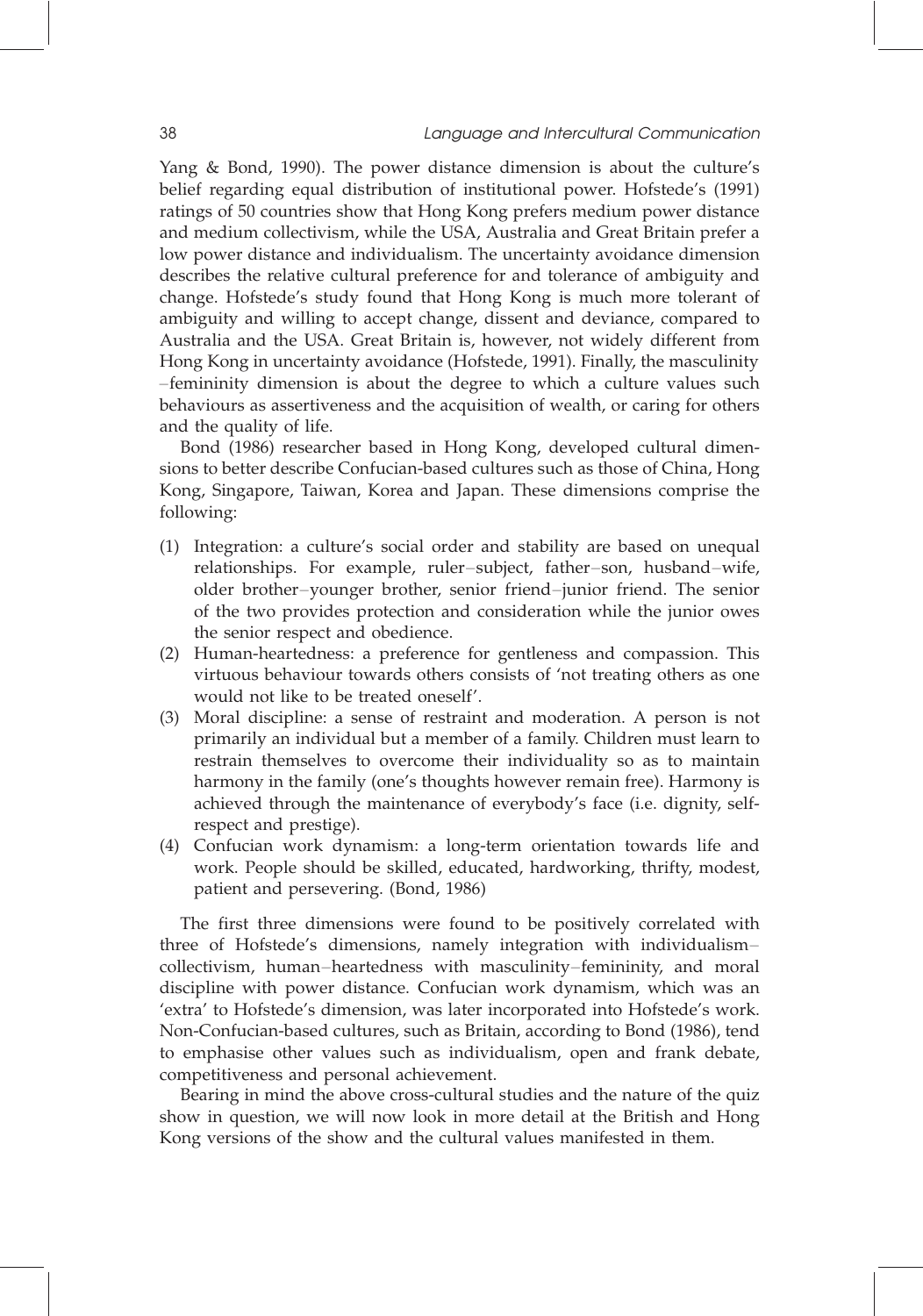Yang & Bond, 1990). The power distance dimension is about the culture's belief regarding equal distribution of institutional power. Hofstede's (1991) ratings of 50 countries show that Hong Kong prefers medium power distance and medium collectivism, while the USA, Australia and Great Britain prefer a low power distance and individualism. The uncertainty avoidance dimension describes the relative cultural preference for and tolerance of ambiguity and change. Hofstede's study found that Hong Kong is much more tolerant of ambiguity and willing to accept change, dissent and deviance, compared to Australia and the USA. Great Britain is, however, not widely different from Hong Kong in uncertainty avoidance (Hofstede, 1991). Finally, the masculinity–femininity dimension is about the degree to which a culture values such behaviours as assertiveness and the acquisition of wealth, or caring for others and the quality of life.

Bond (1986) researcher based in Hong Kong, developed cultural dimensions to better describe Confucian-based cultures such as those of China, Hong Kong, Singapore, Taiwan, Korea and Japan. These dimensions comprise the following:

(1) Integration: a culture's social order and stability are based on unequal relationships. For example, ruler–subject, father–son, husband–wife, older brother–younger brother, senior friend–junior friend. The senior of the two provides protection and consideration while the junior owes the senior respect and obedience.
(2) Human-heartedness: a preference for gentleness and compassion. This virtuous behaviour towards others consists of 'not treating others as one would not like to be treated oneself'.
(3) Moral discipline: a sense of restraint and moderation. A person is not primarily an individual but a member of a family. Children must learn to restrain themselves to overcome their individuality so as to maintain harmony in the family (one's thoughts however remain free). Harmony is achieved through the maintenance of everybody's face (i.e. dignity, self-respect and prestige).
(4) Confucian work dynamism: a long-term orientation towards life and work. People should be skilled, educated, hardworking, thrifty, modest, patient and persevering. (Bond, 1986)

The first three dimensions were found to be positively correlated with three of Hofstede's dimensions, namely integration with individualism–collectivism, human–heartedness with masculinity–femininity, and moral discipline with power distance. Confucian work dynamism, which was an 'extra' to Hofstede's dimension, was later incorporated into Hofstede's work. Non-Confucian-based cultures, such as Britain, according to Bond (1986), tend to emphasise other values such as individualism, open and frank debate, competitiveness and personal achievement.

Bearing in mind the above cross-cultural studies and the nature of the quiz show in question, we will now look in more detail at the British and Hong Kong versions of the show and the cultural values manifested in them.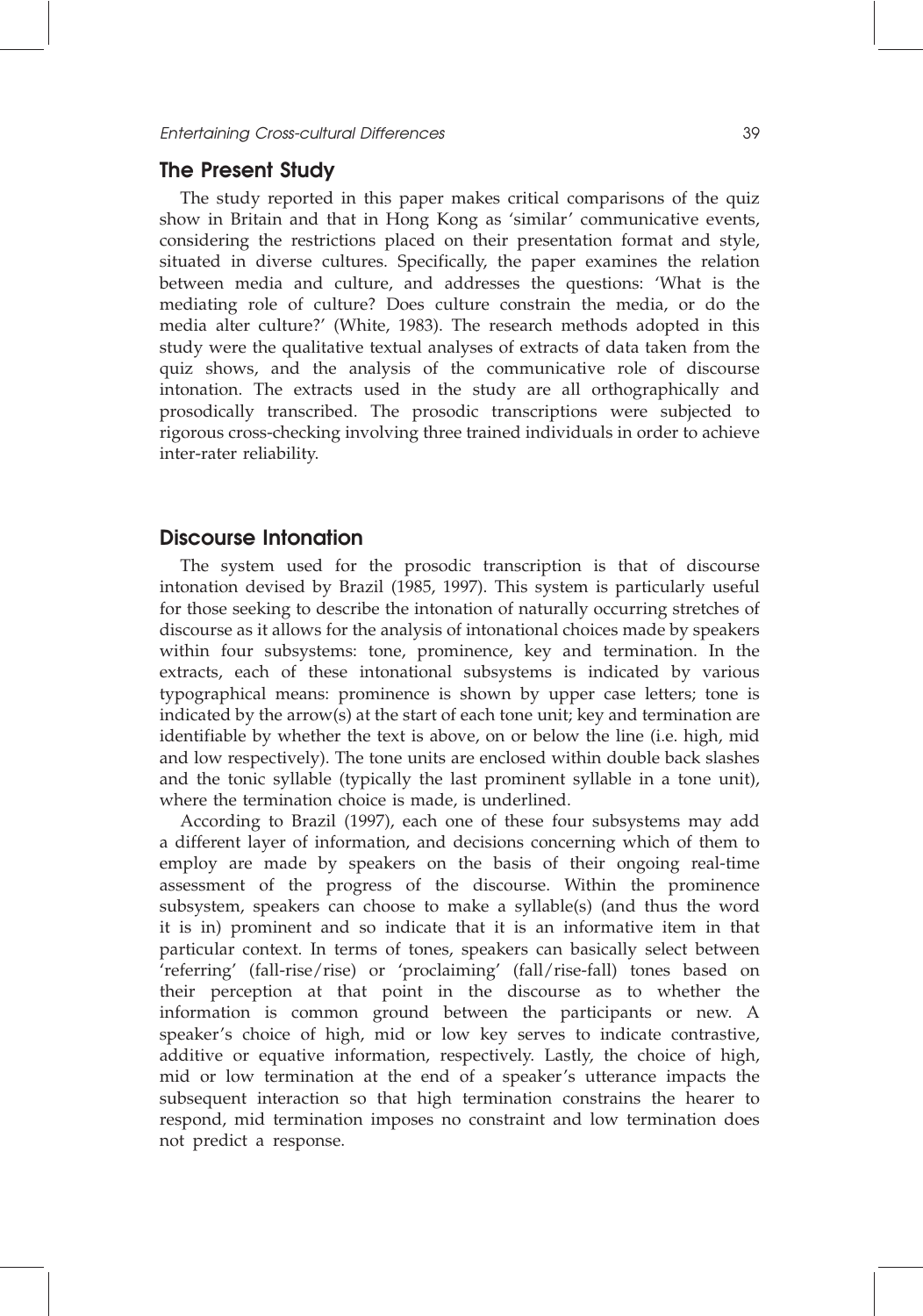## The Present Study

The study reported in this paper makes critical comparisons of the quiz show in Britain and that in Hong Kong as 'similar' communicative events, considering the restrictions placed on their presentation format and style, situated in diverse cultures. Specifically, the paper examines the relation between media and culture, and addresses the questions: 'What is the mediating role of culture? Does culture constrain the media, or do the media alter culture?' (White, 1983). The research methods adopted in this study were the qualitative textual analyses of extracts of data taken from the quiz shows, and the analysis of the communicative role of discourse intonation. The extracts used in the study are all orthographically and prosodically transcribed. The prosodic transcriptions were subjected to rigorous cross-checking involving three trained individuals in order to achieve inter-rater reliability.

## Discourse Intonation

The system used for the prosodic transcription is that of discourse intonation devised by Brazil (1985, 1997). This system is particularly useful for those seeking to describe the intonation of naturally occurring stretches of discourse as it allows for the analysis of intonational choices made by speakers within four subsystems: tone, prominence, key and termination. In the extracts, each of these intonational subsystems is indicated by various typographical means: prominence is shown by upper case letters; tone is indicated by the arrow(s) at the start of each tone unit; key and termination are identifiable by whether the text is above, on or below the line (i.e. high, mid and low respectively). The tone units are enclosed within double back slashes and the tonic syllable (typically the last prominent syllable in a tone unit), where the termination choice is made, is underlined.

According to Brazil (1997), each one of these four subsystems may add a different layer of information, and decisions concerning which of them to employ are made by speakers on the basis of their ongoing real-time assessment of the progress of the discourse. Within the prominence subsystem, speakers can choose to make a syllable(s) (and thus the word it is in) prominent and so indicate that it is an informative item in that particular context. In terms of tones, speakers can basically select between 'referring' (fall-rise/rise) or 'proclaiming' (fall/rise-fall) tones based on their perception at that point in the discourse as to whether the information is common ground between the participants or new. A speaker's choice of high, mid or low key serves to indicate contrastive, additive or equative information, respectively. Lastly, the choice of high, mid or low termination at the end of a speaker's utterance impacts the subsequent interaction so that high termination constrains the hearer to respond, mid termination imposes no constraint and low termination does not predict a response.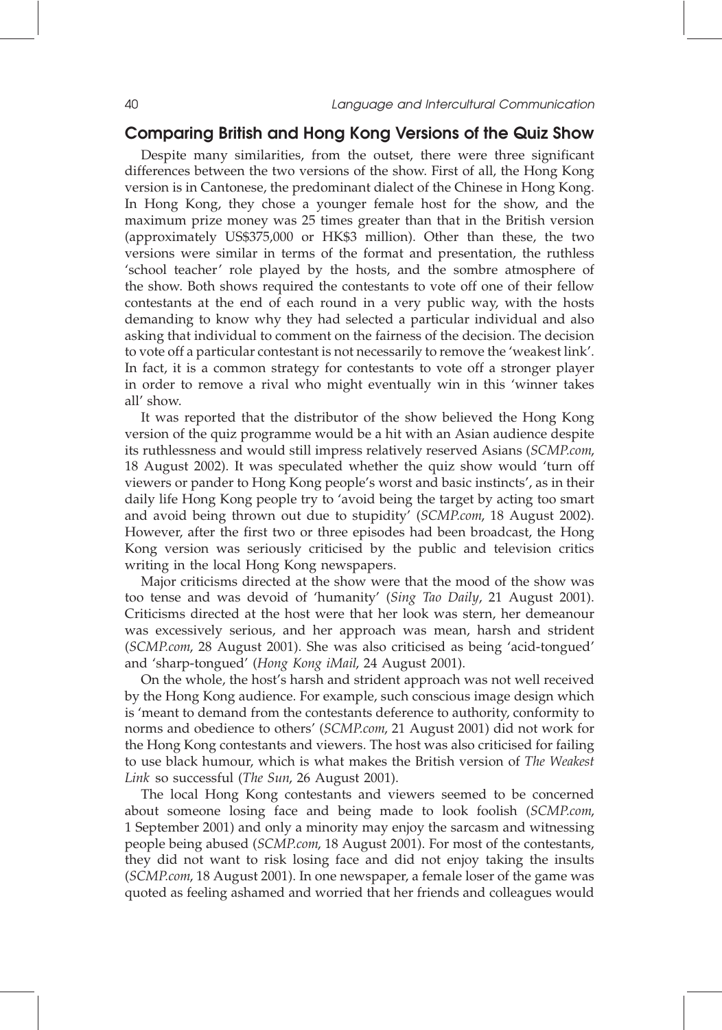## Comparing British and Hong Kong Versions of the Quiz Show

Despite many similarities, from the outset, there were three significant differences between the two versions of the show. First of all, the Hong Kong version is in Cantonese, the predominant dialect of the Chinese in Hong Kong. In Hong Kong, they chose a younger female host for the show, and the maximum prize money was 25 times greater than that in the British version (approximately US$375,000 or HK$3 million). Other than these, the two versions were similar in terms of the format and presentation, the ruthless 'school teacher' role played by the hosts, and the sombre atmosphere of the show. Both shows required the contestants to vote off one of their fellow contestants at the end of each round in a very public way, with the hosts demanding to know why they had selected a particular individual and also asking that individual to comment on the fairness of the decision. The decision to vote off a particular contestant is not necessarily to remove the 'weakest link'. In fact, it is a common strategy for contestants to vote off a stronger player in order to remove a rival who might eventually win in this 'winner takes all' show.

It was reported that the distributor of the show believed the Hong Kong version of the quiz programme would be a hit with an Asian audience despite its ruthlessness and would still impress relatively reserved Asians (*SCMP.com*, 18 August 2002). It was speculated whether the quiz show would 'turn off viewers or pander to Hong Kong people's worst and basic instincts', as in their daily life Hong Kong people try to 'avoid being the target by acting too smart and avoid being thrown out due to stupidity' (*SCMP.com*, 18 August 2002). However, after the first two or three episodes had been broadcast, the Hong Kong version was seriously criticised by the public and television critics writing in the local Hong Kong newspapers.

Major criticisms directed at the show were that the mood of the show was too tense and was devoid of 'humanity' (*Sing Tao Daily*, 21 August 2001). Criticisms directed at the host were that her look was stern, her demeanour was excessively serious, and her approach was mean, harsh and strident (*SCMP.com*, 28 August 2001). She was also criticised as being 'acid-tongued' and 'sharp-tongued' (*Hong Kong iMail*, 24 August 2001).

On the whole, the host's harsh and strident approach was not well received by the Hong Kong audience. For example, such conscious image design which is 'meant to demand from the contestants deference to authority, conformity to norms and obedience to others' (*SCMP.com*, 21 August 2001) did not work for the Hong Kong contestants and viewers. The host was also criticised for failing to use black humour, which is what makes the British version of *The Weakest Link* so successful (*The Sun*, 26 August 2001).

The local Hong Kong contestants and viewers seemed to be concerned about someone losing face and being made to look foolish (*SCMP.com*, 1 September 2001) and only a minority may enjoy the sarcasm and witnessing people being abused (*SCMP.com*, 18 August 2001). For most of the contestants, they did not want to risk losing face and did not enjoy taking the insults (*SCMP.com*, 18 August 2001). In one newspaper, a female loser of the game was quoted as feeling ashamed and worried that her friends and colleagues would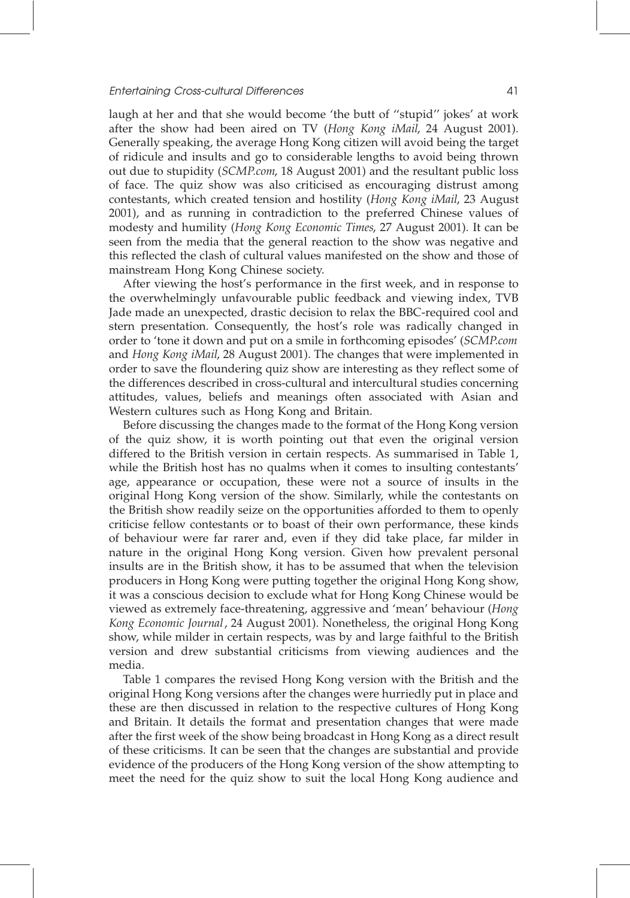laugh at her and that she would become 'the butt of "stupid" jokes' at work after the show had been aired on TV (*Hong Kong iMail*, 24 August 2001). Generally speaking, the average Hong Kong citizen will avoid being the target of ridicule and insults and go to considerable lengths to avoid being thrown out due to stupidity (*SCMP.com*, 18 August 2001) and the resultant public loss of face. The quiz show was also criticised as encouraging distrust among contestants, which created tension and hostility (*Hong Kong iMail*, 23 August 2001), and as running in contradiction to the preferred Chinese values of modesty and humility (*Hong Kong Economic Times*, 27 August 2001). It can be seen from the media that the general reaction to the show was negative and this reflected the clash of cultural values manifested on the show and those of mainstream Hong Kong Chinese society.

After viewing the host's performance in the first week, and in response to the overwhelmingly unfavourable public feedback and viewing index, TVB Jade made an unexpected, drastic decision to relax the BBC-required cool and stern presentation. Consequently, the host's role was radically changed in order to 'tone it down and put on a smile in forthcoming episodes' (*SCMP.com* and *Hong Kong iMail*, 28 August 2001). The changes that were implemented in order to save the floundering quiz show are interesting as they reflect some of the differences described in cross-cultural and intercultural studies concerning attitudes, values, beliefs and meanings often associated with Asian and Western cultures such as Hong Kong and Britain.

Before discussing the changes made to the format of the Hong Kong version of the quiz show, it is worth pointing out that even the original version differed to the British version in certain respects. As summarised in Table 1, while the British host has no qualms when it comes to insulting contestants' age, appearance or occupation, these were not a source of insults in the original Hong Kong version of the show. Similarly, while the contestants on the British show readily seize on the opportunities afforded to them to openly criticise fellow contestants or to boast of their own performance, these kinds of behaviour were far rarer and, even if they did take place, far milder in nature in the original Hong Kong version. Given how prevalent personal insults are in the British show, it has to be assumed that when the television producers in Hong Kong were putting together the original Hong Kong show, it was a conscious decision to exclude what for Hong Kong Chinese would be viewed as extremely face-threatening, aggressive and 'mean' behaviour (*Hong Kong Economic Journal*, 24 August 2001). Nonetheless, the original Hong Kong show, while milder in certain respects, was by and large faithful to the British version and drew substantial criticisms from viewing audiences and the media.

Table 1 compares the revised Hong Kong version with the British and the original Hong Kong versions after the changes were hurriedly put in place and these are then discussed in relation to the respective cultures of Hong Kong and Britain. It details the format and presentation changes that were made after the first week of the show being broadcast in Hong Kong as a direct result of these criticisms. It can be seen that the changes are substantial and provide evidence of the producers of the Hong Kong version of the show attempting to meet the need for the quiz show to suit the local Hong Kong audience and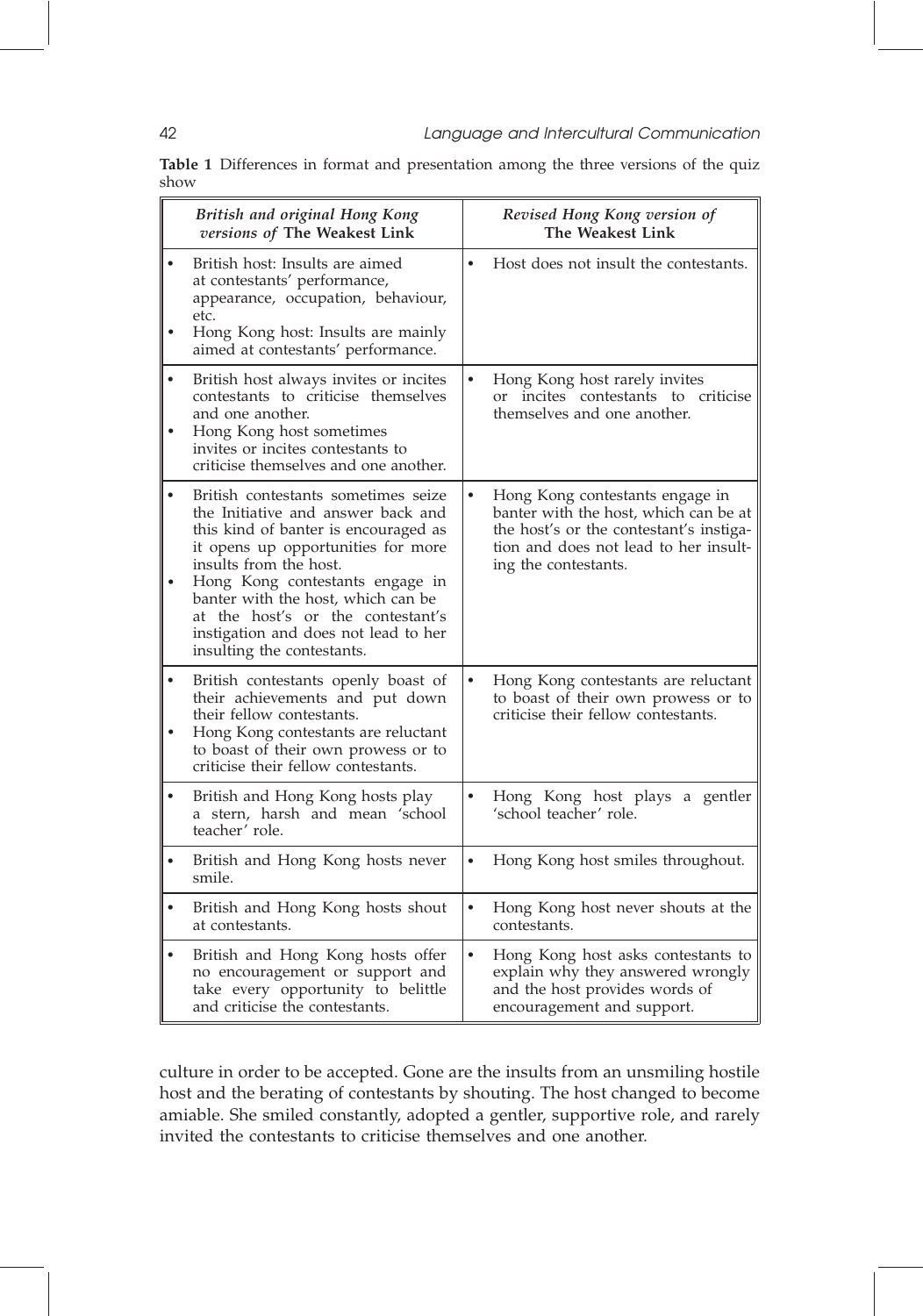**Table 1** Differences in format and presentation among the three versions of the quiz show

| *British and original Hong Kong versions of* **The Weakest Link** | *Revised Hong Kong version of* **The Weakest Link** |
|---|---|
| • British host: Insults are aimed at contestants' performance, appearance, occupation, behaviour, etc.<br>• Hong Kong host: Insults are mainly aimed at contestants' performance. | • Host does not insult the contestants. |
| • British host always invites or incites contestants to criticise themselves and one another.<br>• Hong Kong host sometimes invites or incites contestants to criticise themselves and one another. | • Hong Kong host rarely invites or incites contestants to criticise themselves and one another. |
| • British contestants sometimes seize the Initiative and answer back and this kind of banter is encouraged as it opens up opportunities for more insults from the host.<br>• Hong Kong contestants engage in banter with the host, which can be at the host's or the contestant's instigation and does not lead to her insulting the contestants. | • Hong Kong contestants engage in banter with the host, which can be at the host's or the contestant's instigation and does not lead to her insulting the contestants. |
| • British contestants openly boast of their achievements and put down their fellow contestants.<br>• Hong Kong contestants are reluctant to boast of their own prowess or to criticise their fellow contestants. | • Hong Kong contestants are reluctant to boast of their own prowess or to criticise their fellow contestants. |
| • British and Hong Kong hosts play a stern, harsh and mean 'school teacher' role. | • Hong Kong host plays a gentler 'school teacher' role. |
| • British and Hong Kong hosts never smile. | • Hong Kong host smiles throughout. |
| • British and Hong Kong hosts shout at contestants. | • Hong Kong host never shouts at the contestants. |
| • British and Hong Kong hosts offer no encouragement or support and take every opportunity to belittle and criticise the contestants. | • Hong Kong host asks contestants to explain why they answered wrongly and the host provides words of encouragement and support. |

culture in order to be accepted. Gone are the insults from an unsmiling hostile host and the berating of contestants by shouting. The host changed to become amiable. She smiled constantly, adopted a gentler, supportive role, and rarely invited the contestants to criticise themselves and one another.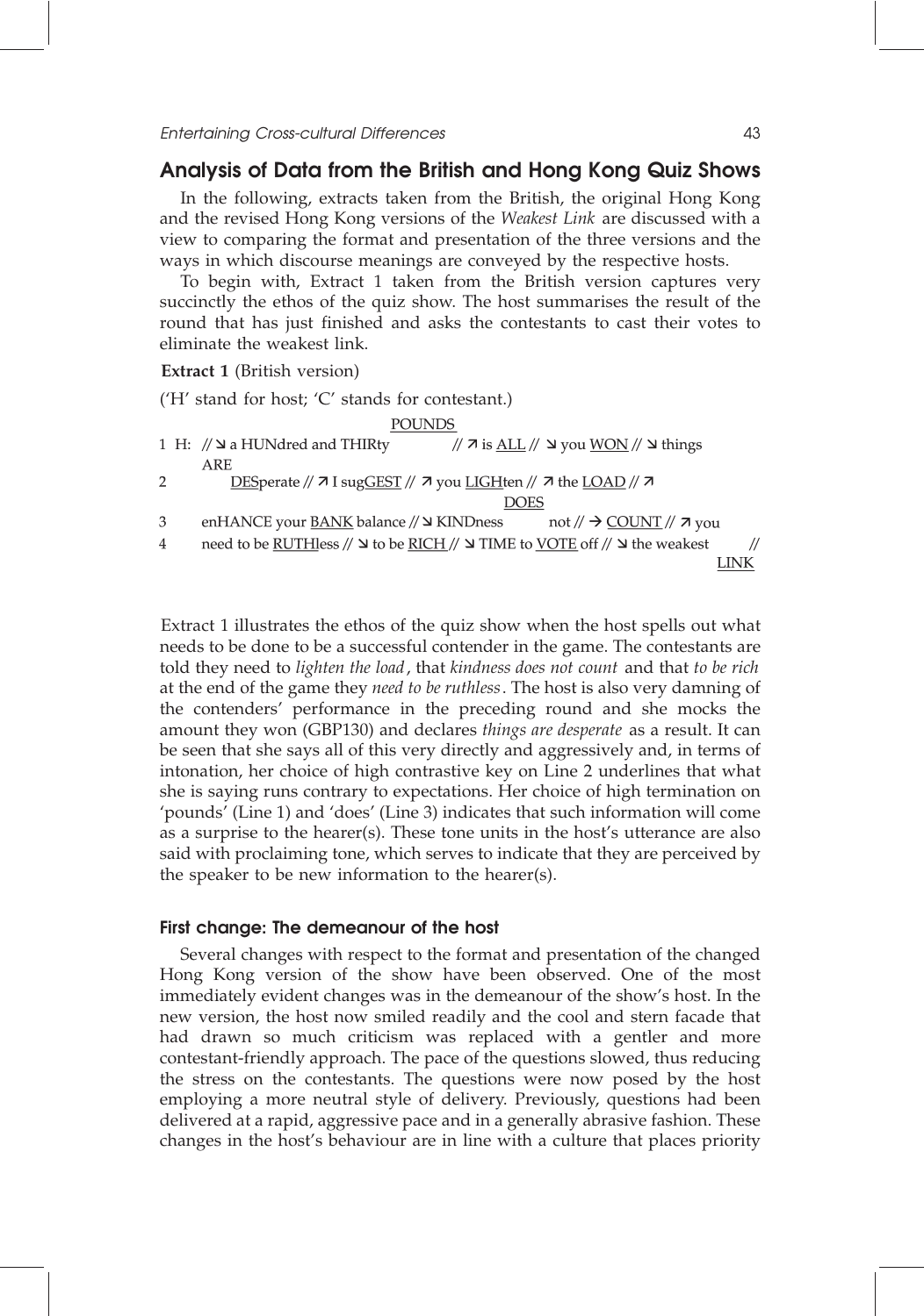## Analysis of Data from the British and Hong Kong Quiz Shows

In the following, extracts taken from the British, the original Hong Kong and the revised Hong Kong versions of the *Weakest Link* are discussed with a view to comparing the format and presentation of the three versions and the ways in which discourse meanings are conveyed by the respective hosts.

To begin with, Extract 1 taken from the British version captures very succinctly the ethos of the quiz show. The host summarises the result of the round that has just finished and asks the contestants to cast their votes to eliminate the weakest link.

**Extract 1** (British version)

('H' stand for host; 'C' stands for contestant.)

```
                                   POUNDS
1  H:  // ↘ a HUNdred and THIRty              // ↗ is ALL // ↘ you WON // ↘ things
       ARE
2         DESperate // ↗ I sugGEST // ↗ you LIGHten // ↗ the LOAD // ↗
                                                         DOES
3      enHANCE your BANK balance // ↘ KINDness        not // → COUNT // ↗ you
4      need to be RUTHless // ↘ to be RICH // ↘ TIME to VOTE off // ↘ the weakest    //
                                                                                  LINK
```

Extract 1 illustrates the ethos of the quiz show when the host spells out what needs to be done to be a successful contender in the game. The contestants are told they need to *lighten the load*, that *kindness does not count* and that *to be rich* at the end of the game they *need to be ruthless*. The host is also very damning of the contenders' performance in the preceding round and she mocks the amount they won (GBP130) and declares *things are desperate* as a result. It can be seen that she says all of this very directly and aggressively and, in terms of intonation, her choice of high contrastive key on Line 2 underlines that what she is saying runs contrary to expectations. Her choice of high termination on 'pounds' (Line 1) and 'does' (Line 3) indicates that such information will come as a surprise to the hearer(s). These tone units in the host's utterance are also said with proclaiming tone, which serves to indicate that they are perceived by the speaker to be new information to the hearer(s).

### First change: The demeanour of the host

Several changes with respect to the format and presentation of the changed Hong Kong version of the show have been observed. One of the most immediately evident changes was in the demeanour of the show's host. In the new version, the host now smiled readily and the cool and stern facade that had drawn so much criticism was replaced with a gentler and more contestant-friendly approach. The pace of the questions slowed, thus reducing the stress on the contestants. The questions were now posed by the host employing a more neutral style of delivery. Previously, questions had been delivered at a rapid, aggressive pace and in a generally abrasive fashion. These changes in the host's behaviour are in line with a culture that places priority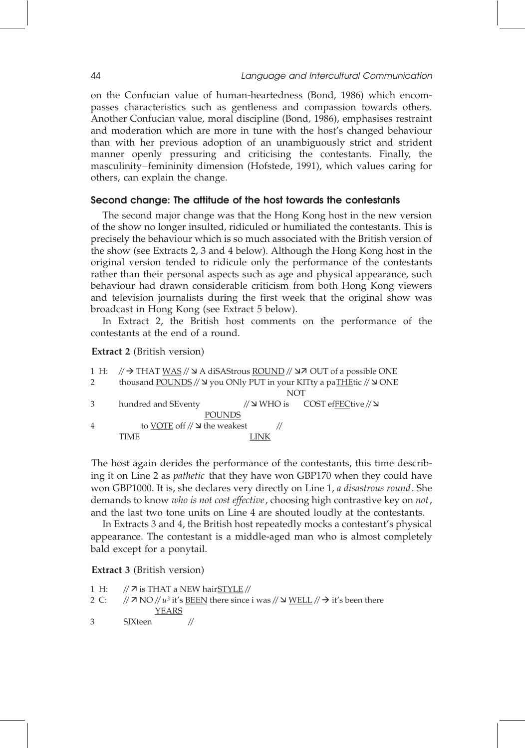on the Confucian value of human-heartedness (Bond, 1986) which encompasses characteristics such as gentleness and compassion towards others. Another Confucian value, moral discipline (Bond, 1986), emphasises restraint and moderation which are more in tune with the host's changed behaviour than with her previous adoption of an unambiguously strict and strident manner openly pressuring and criticising the contestants. Finally, the masculinity–femininity dimension (Hofstede, 1991), which values caring for others, can explain the change.

### Second change: The attitude of the host towards the contestants

The second major change was that the Hong Kong host in the new version of the show no longer insulted, ridiculed or humiliated the contestants. This is precisely the behaviour which is so much associated with the British version of the show (see Extracts 2, 3 and 4 below). Although the Hong Kong host in the original version tended to ridicule only the performance of the contestants rather than their personal aspects such as age and physical appearance, such behaviour had drawn considerable criticism from both Hong Kong viewers and television journalists during the first week that the original show was broadcast in Hong Kong (see Extract 5 below).

In Extract 2, the British host comments on the performance of the contestants at the end of a round.

**Extract 2** (British version)

```
1 H:  // → THAT WAS // ↘ A diSAStrous ROUND // ↘↗ OUT of a possible ONE
2        thousand POUNDS // ↘ you ONly PUT in your KITty a paTHEtic // ↘ ONE
                                                              NOT
3        hundred and SEventy          // ↘ WHO is    COST efFECtive // ↘
                                POUNDS
4            to VOTE off // ↘ the weakest         //
         TIME                           LINK
```

The host again derides the performance of the contestants, this time describing it on Line 2 as *pathetic* that they have won GBP170 when they could have won GBP1000. It is, she declares very directly on Line 1, *a disastrous round*. She demands to know *who is not cost effective*, choosing high contrastive key on *not*, and the last two tone units on Line 4 are shouted loudly at the contestants.

In Extracts 3 and 4, the British host repeatedly mocks a contestant's physical appearance. The contestant is a middle-aged man who is almost completely bald except for a ponytail.

**Extract 3** (British version)

```
1 H:  // ↗ is THAT a NEW hairSTYLE //
2 C:  // ↗ NO // u³ it's BEEN there since i was // ↘ WELL // → it's been there
                YEARS
3       SIXteen          //
```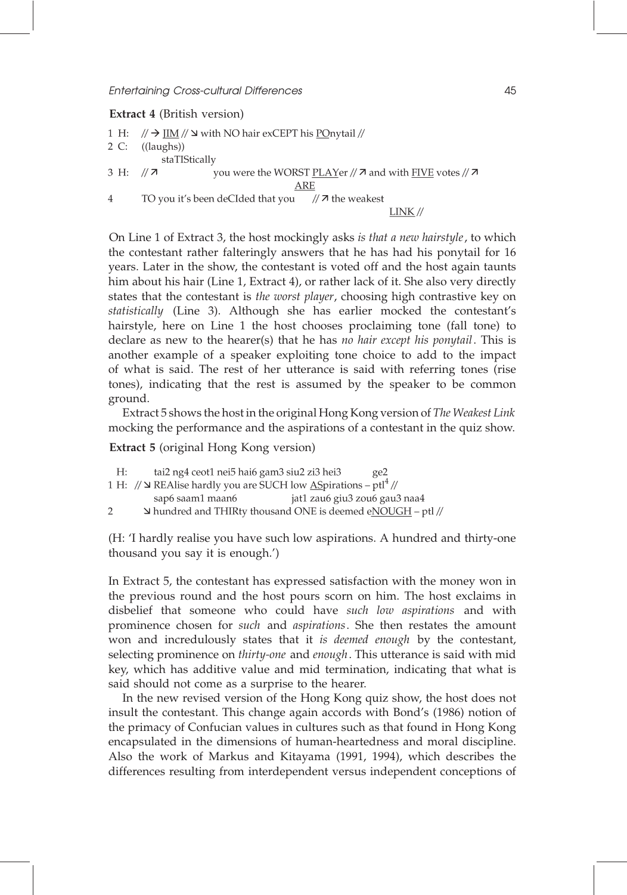**Extract 4** (British version)

```
1 H:   // → JIM // ↘ with NO hair exCEPT his POnytail //
2 C:   ((laughs))
          staTIStically
3 H:   // ↗              you were the WORST PLAYer // ↗ and with FIVE votes // ↗
                                            ARE
4      TO you it's been deCIded that you     // ↗ the weakest
                                                                  LINK //
```

On Line 1 of Extract 3, the host mockingly asks *is that a new hairstyle*, to which the contestant rather falteringly answers that he has had his ponytail for 16 years. Later in the show, the contestant is voted off and the host again taunts him about his hair (Line 1, Extract 4), or rather lack of it. She also very directly states that the contestant is *the worst player*, choosing high contrastive key on *statistically* (Line 3). Although she has earlier mocked the contestant's hairstyle, here on Line 1 the host chooses proclaiming tone (fall tone) to declare as new to the hearer(s) that he has *no hair except his ponytail*. This is another example of a speaker exploiting tone choice to add to the impact of what is said. The rest of her utterance is said with referring tones (rise tones), indicating that the rest is assumed by the speaker to be common ground.

Extract 5 shows the host in the original Hong Kong version of *The Weakest Link* mocking the performance and the aspirations of a contestant in the quiz show.

**Extract 5** (original Hong Kong version)

```
   H:     tai2 ng4 ceot1 nei5 hai6 gam3 siu2 zi3 hei3        ge2
1 H:  // ↘ REAlise hardly you are SUCH low ASpirations – ptl4 //
          sap6 saam1 maan6                jat1 zau6 giu3 zou6 gau3 naa4
2         ↘ hundred and THIRty thousand ONE is deemed eNOUGH – ptl //
```

(H: 'I hardly realise you have such low aspirations. A hundred and thirty-one thousand you say it is enough.')

In Extract 5, the contestant has expressed satisfaction with the money won in the previous round and the host pours scorn on him. The host exclaims in disbelief that someone who could have *such low aspirations* and with prominence chosen for *such* and *aspirations*. She then restates the amount won and incredulously states that it *is deemed enough* by the contestant, selecting prominence on *thirty-one* and *enough*. This utterance is said with mid key, which has additive value and mid termination, indicating that what is said should not come as a surprise to the hearer.

In the new revised version of the Hong Kong quiz show, the host does not insult the contestant. This change again accords with Bond's (1986) notion of the primacy of Confucian values in cultures such as that found in Hong Kong encapsulated in the dimensions of human-heartedness and moral discipline. Also the work of Markus and Kitayama (1991, 1994), which describes the differences resulting from interdependent versus independent conceptions of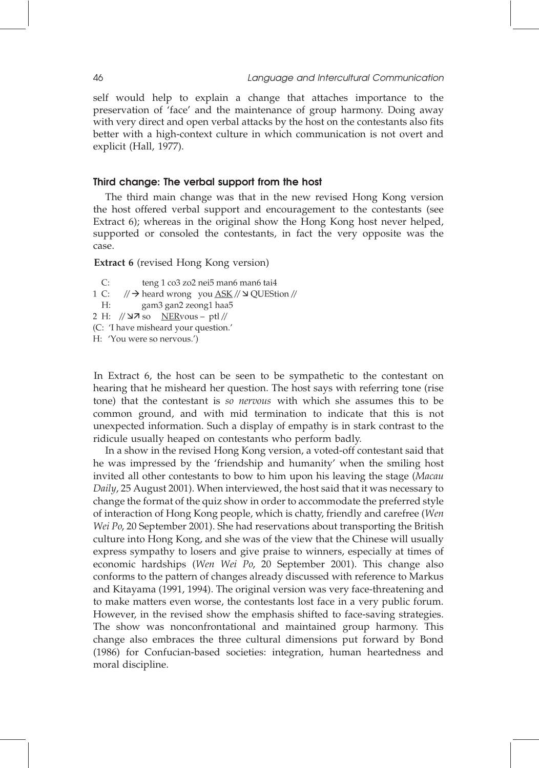self would help to explain a change that attaches importance to the preservation of 'face' and the maintenance of group harmony. Doing away with very direct and open verbal attacks by the host on the contestants also fits better with a high-context culture in which communication is not overt and explicit (Hall, 1977).

### Third change: The verbal support from the host

The third main change was that in the new revised Hong Kong version the host offered verbal support and encouragement to the contestants (see Extract 6); whereas in the original show the Hong Kong host never helped, supported or consoled the contestants, in fact the very opposite was the case.

**Extract 6** (revised Hong Kong version)

```
   C:        teng 1 co3 zo2 nei5 man6 man6 tai4
1  C:    // → heard wrong   you ASK // ↘ QUEStion //
   H:        gam3 gan2 zeong1 haa5
2  H:   // ↘↗ so    NERvous –  ptl //
(C: 'I have misheard your question.'
 H: 'You were so nervous.')
```

In Extract 6, the host can be seen to be sympathetic to the contestant on hearing that he misheard her question. The host says with referring tone (rise tone) that the contestant is *so nervous* with which she assumes this to be common ground, and with mid termination to indicate that this is not unexpected information. Such a display of empathy is in stark contrast to the ridicule usually heaped on contestants who perform badly.

In a show in the revised Hong Kong version, a voted-off contestant said that he was impressed by the 'friendship and humanity' when the smiling host invited all other contestants to bow to him upon his leaving the stage (*Macau Daily*, 25 August 2001). When interviewed, the host said that it was necessary to change the format of the quiz show in order to accommodate the preferred style of interaction of Hong Kong people, which is chatty, friendly and carefree (*Wen Wei Po*, 20 September 2001). She had reservations about transporting the British culture into Hong Kong, and she was of the view that the Chinese will usually express sympathy to losers and give praise to winners, especially at times of economic hardships (*Wen Wei Po*, 20 September 2001). This change also conforms to the pattern of changes already discussed with reference to Markus and Kitayama (1991, 1994). The original version was very face-threatening and to make matters even worse, the contestants lost face in a very public forum. However, in the revised show the emphasis shifted to face-saving strategies. The show was nonconfrontational and maintained group harmony. This change also embraces the three cultural dimensions put forward by Bond (1986) for Confucian-based societies: integration, human heartedness and moral discipline.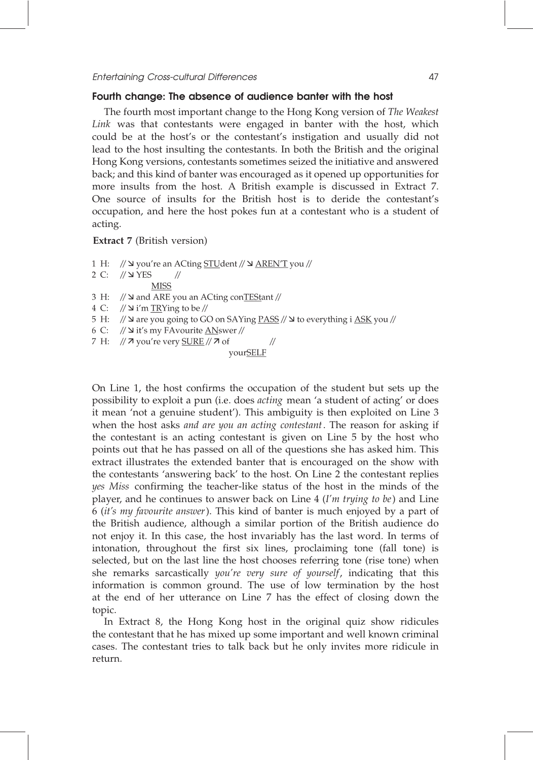### Fourth change: The absence of audience banter with the host

The fourth most important change to the Hong Kong version of *The Weakest Link* was that contestants were engaged in banter with the host, which could be at the host's or the contestant's instigation and usually did not lead to the host insulting the contestants. In both the British and the original Hong Kong versions, contestants sometimes seized the initiative and answered back; and this kind of banter was encouraged as it opened up opportunities for more insults from the host. A British example is discussed in Extract 7. One source of insults for the British host is to deride the contestant's occupation, and here the host pokes fun at a contestant who is a student of acting.

**Extract 7** (British version)

```
1 H:  // ↘ you're an ACting STUdent // ↘ AREN'T you //
2 C:  // ↘ YES         //
            MISS
3 H:  // ↘ and ARE you an ACting conTEStant //
4 C:  // ↘ i'm TRYing to be //
5 H:  // ↘ are you going to GO on SAYing PASS // ↘ to everything i ASK you //
6 C:  // ↘ it's my FAvourite ANswer //
7 H:  // ↗ you're very SURE // ↗ of              //
                                   yourSELF
```

On Line 1, the host confirms the occupation of the student but sets up the possibility to exploit a pun (i.e. does *acting* mean 'a student of acting' or does it mean 'not a genuine student'). This ambiguity is then exploited on Line 3 when the host asks *and are you an acting contestant*. The reason for asking if the contestant is an acting contestant is given on Line 5 by the host who points out that he has passed on all of the questions she has asked him. This extract illustrates the extended banter that is encouraged on the show with the contestants 'answering back' to the host. On Line 2 the contestant replies *yes Miss* confirming the teacher-like status of the host in the minds of the player, and he continues to answer back on Line 4 (*I'm trying to be*) and Line 6 (*it's my favourite answer*). This kind of banter is much enjoyed by a part of the British audience, although a similar portion of the British audience do not enjoy it. In this case, the host invariably has the last word. In terms of intonation, throughout the first six lines, proclaiming tone (fall tone) is selected, but on the last line the host chooses referring tone (rise tone) when she remarks sarcastically *you're very sure of yourself*, indicating that this information is common ground. The use of low termination by the host at the end of her utterance on Line 7 has the effect of closing down the topic.

In Extract 8, the Hong Kong host in the original quiz show ridicules the contestant that he has mixed up some important and well known criminal cases. The contestant tries to talk back but he only invites more ridicule in return.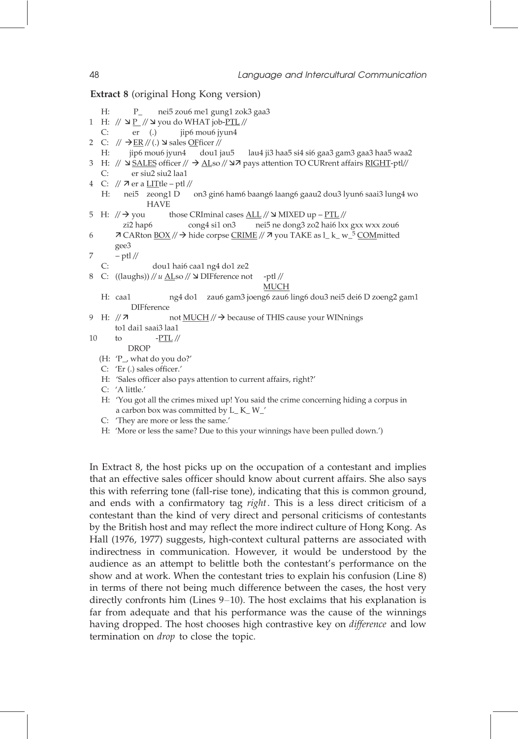**Extract 8** (original Hong Kong version)

```
   H:        P_      nei5 zou6 me1 gung1 zok3 gaa3
1  H:  // ↘P_ // ↘you do WHAT job-PTL //
   C:        er    (.)         jip6 mou6 jyun4
2  C:  // →ER // (.) ↘sales OFficer //
   H:       jip6 mou6 jyun4      dou1 jau5      lau4 ji3 haa5 si4 si6 gaa3 gam3 gaa3 haa5 waa2
3  H:  // ↘SALES officer // → ALso // ↘↗ pays attention TO CURrent affairs RIGHT-ptl//
   C:        er siu2 siu2 laa1
4  C:  // ↗er a LITtle – ptl //
   H:     nei5   zeong1 D      on3 gin6 ham6 baang6 laang6 gaau2 dou3 lyun6 saai3 lung4 wo
                 HAVE
5  H:  //→ you          those CRIminal cases ALL // ↘MIXED up – PTL //
         zi2 hap6             cong4 si1 on3         nei5 ne dong3 zo2 hai6 lxx gxx wxx zou6
6      ↗CARton BOX // → hide corpse CRIME // ↗you TAKE as l_ k_ w_[5] COMmitted
       gee3
7      – ptl //
   C:               dou1 hai6 caa1 ng4 do1 ze2
8  C:  ((laughs)) // u ALso // ↘DIFference not     -ptl //
                                                  MUCH
   H:  caa1              ng4 do1     zau6 gam3 joeng6 zau6 ling6 dou3 nei5 dei6 D zoeng2 gam1
             DIFference
9  H:  // ↗                not MUCH // → because of THIS cause your WINnings
       to1 dai1 saai3 laa1
10     to              -PTL //
          DROP
```

(H: 'P_, what do you do?'
C: 'Er (.) sales officer.'
H: 'Sales officer also pays attention to current affairs, right?'
C: 'A little.'
H: 'You got all the crimes mixed up! You said the crime concerning hiding a corpus in a carbon box was committed by L_ K_ W_'
C: 'They are more or less the same.'
H: 'More or less the same? Due to this your winnings have been pulled down.')

In Extract 8, the host picks up on the occupation of a contestant and implies that an effective sales officer should know about current affairs. She also says this with referring tone (fall-rise tone), indicating that this is common ground, and ends with a confirmatory tag *right*. This is a less direct criticism of a contestant than the kind of very direct and personal criticisms of contestants by the British host and may reflect the more indirect culture of Hong Kong. As Hall (1976, 1977) suggests, high-context cultural patterns are associated with indirectness in communication. However, it would be understood by the audience as an attempt to belittle both the contestant's performance on the show and at work. When the contestant tries to explain his confusion (Line 8) in terms of there not being much difference between the cases, the host very directly confronts him (Lines 9–10). The host exclaims that his explanation is far from adequate and that his performance was the cause of the winnings having dropped. The host chooses high contrastive key on *difference* and low termination on *drop* to close the topic.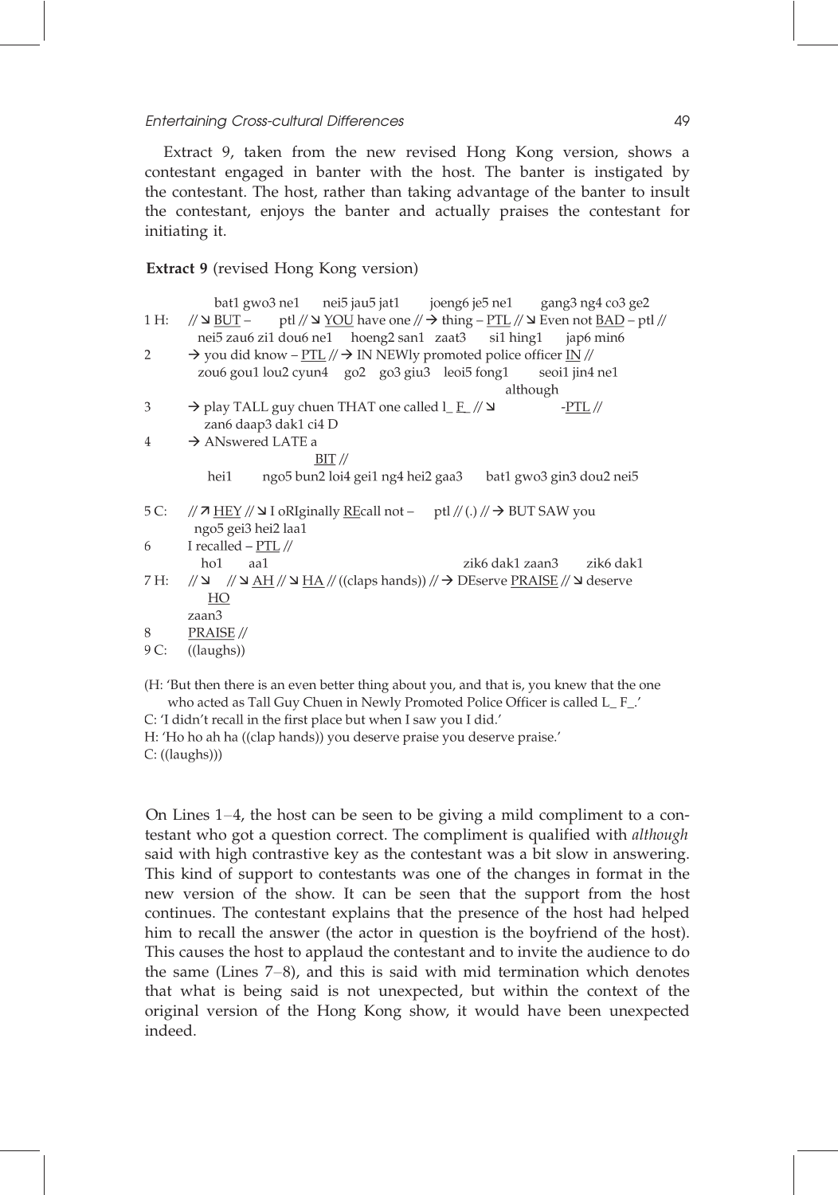Extract 9, taken from the new revised Hong Kong version, shows a contestant engaged in banter with the host. The banter is instigated by the contestant. The host, rather than taking advantage of the banter to insult the contestant, enjoys the banter and actually praises the contestant for initiating it.

**Extract 9** (revised Hong Kong version)

```
          bat1 gwo3 ne1     nei5 jau5 jat1      joeng6 je5 ne1      gang3 ng4 co3 ge2
1 H:    // ↘ BUT –      ptl // ↘ YOU have one // → thing – PTL // ↘ Even not BAD – ptl //
         nei5 zau6 zi1 dou6 ne1    hoeng2 san1  zaat3      si1 hing1      jap6 min6
2        → you did know – PTL // → IN NEWly promoted police officer IN //
         zou6 gou1 lou2 cyun4    go2   go3 giu3   leoi5 fong1        seoi1 jin4 ne1
                                                                    although
3        → play TALL guy chuen THAT one called l_ F_ // ↘                -PTL //
         zan6 daap3 dak1 ci4 D
4        → ANswered LATE a
                                  BIT //
          hei1       ngo5 bun2 loi4 gei1 ng4 hei2 gaa3      bat1 gwo3 gin3 dou2 nei5

5 C:    // ↗ HEY // ↘ I oRIginally REcall not –     ptl // (.) // → BUT SAW you
         ngo5 gei3 hei2 laa1
6        I recalled – PTL //
          ho1       aa1                                       zik6 dak1 zaan3        zik6 dak1
7 H:    // ↘     // ↘ AH // ↘ HA // ((claps hands)) // → DEserve PRAISE // ↘ deserve
           HO
         zaan3
8        PRAISE //
9 C:    ((laughs))
```

(H: 'But then there is an even better thing about you, and that is, you knew that the one who acted as Tall Guy Chuen in Newly Promoted Police Officer is called L_ F_.'
C: 'I didn't recall in the first place but when I saw you I did.'
H: 'Ho ho ah ha ((clap hands)) you deserve praise you deserve praise.'
C: ((laughs)))

On Lines 1–4, the host can be seen to be giving a mild compliment to a contestant who got a question correct. The compliment is qualified with *although* said with high contrastive key as the contestant was a bit slow in answering. This kind of support to contestants was one of the changes in format in the new version of the show. It can be seen that the support from the host continues. The contestant explains that the presence of the host had helped him to recall the answer (the actor in question is the boyfriend of the host). This causes the host to applaud the contestant and to invite the audience to do the same (Lines 7–8), and this is said with mid termination which denotes that what is being said is not unexpected, but within the context of the original version of the Hong Kong show, it would have been unexpected indeed.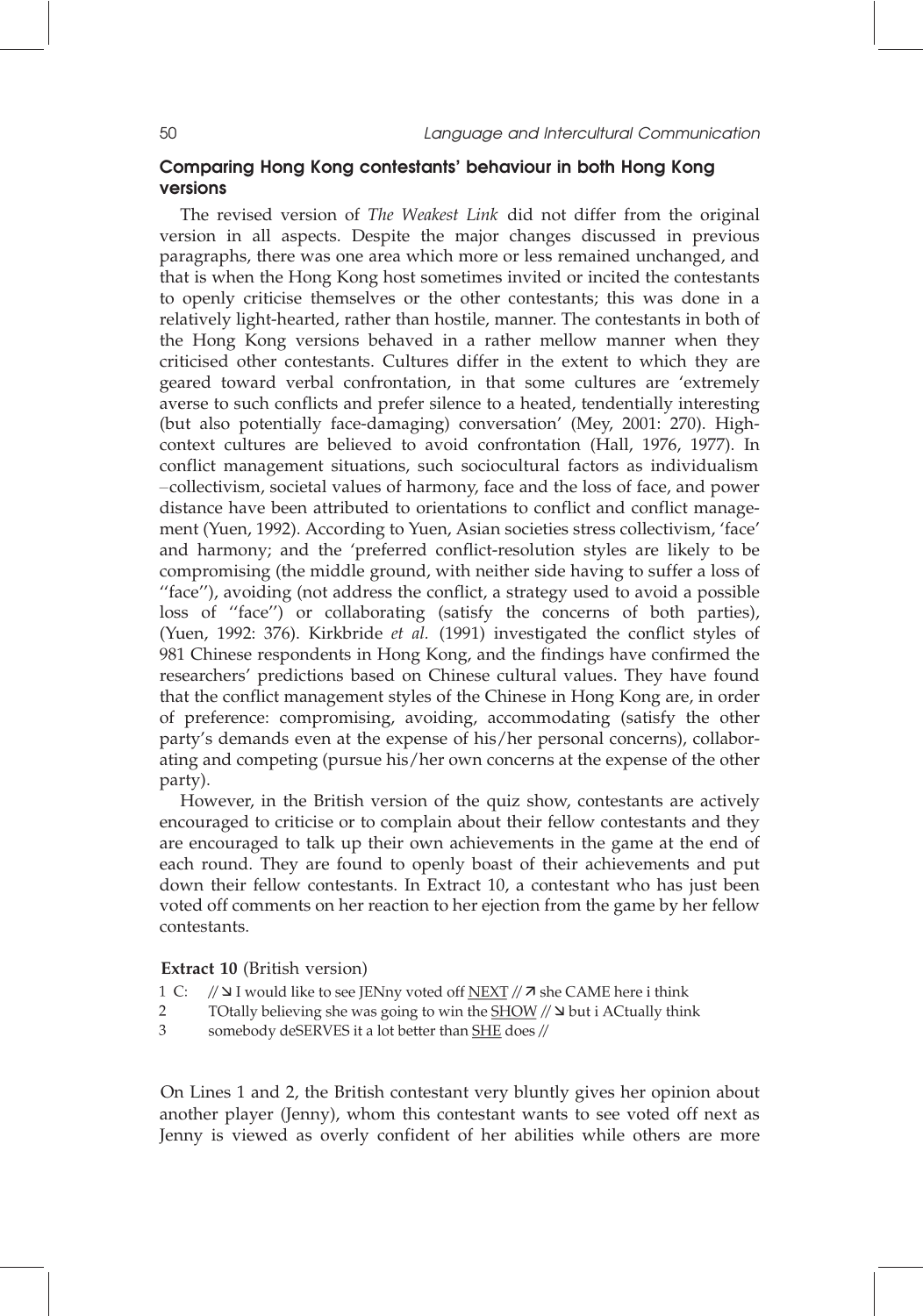### Comparing Hong Kong contestants' behaviour in both Hong Kong versions

The revised version of *The Weakest Link* did not differ from the original version in all aspects. Despite the major changes discussed in previous paragraphs, there was one area which more or less remained unchanged, and that is when the Hong Kong host sometimes invited or incited the contestants to openly criticise themselves or the other contestants; this was done in a relatively light-hearted, rather than hostile, manner. The contestants in both of the Hong Kong versions behaved in a rather mellow manner when they criticised other contestants. Cultures differ in the extent to which they are geared toward verbal confrontation, in that some cultures are 'extremely averse to such conflicts and prefer silence to a heated, tendentially interesting (but also potentially face-damaging) conversation' (Mey, 2001: 270). High-context cultures are believed to avoid confrontation (Hall, 1976, 1977). In conflict management situations, such sociocultural factors as individualism –collectivism, societal values of harmony, face and the loss of face, and power distance have been attributed to orientations to conflict and conflict management (Yuen, 1992). According to Yuen, Asian societies stress collectivism, 'face' and harmony; and the 'preferred conflict-resolution styles are likely to be compromising (the middle ground, with neither side having to suffer a loss of "face"), avoiding (not address the conflict, a strategy used to avoid a possible loss of "face") or collaborating (satisfy the concerns of both parties), (Yuen, 1992: 376). Kirkbride *et al.* (1991) investigated the conflict styles of 981 Chinese respondents in Hong Kong, and the findings have confirmed the researchers' predictions based on Chinese cultural values. They have found that the conflict management styles of the Chinese in Hong Kong are, in order of preference: compromising, avoiding, accommodating (satisfy the other party's demands even at the expense of his/her personal concerns), collaborating and competing (pursue his/her own concerns at the expense of the other party).

However, in the British version of the quiz show, contestants are actively encouraged to criticise or to complain about their fellow contestants and they are encouraged to talk up their own achievements in the game at the end of each round. They are found to openly boast of their achievements and put down their fellow contestants. In Extract 10, a contestant who has just been voted off comments on her reaction to her ejection from the game by her fellow contestants.

**Extract 10** (British version)

1 C: // ↘ I would like to see JENny voted off <u>NEXT</u> // ↗ she CAME here i think
2 TOtally believing she was going to win the <u>SHOW</u> // ↘ but i ACtually think
3 somebody deSERVES it a lot better than <u>SHE</u> does //

On Lines 1 and 2, the British contestant very bluntly gives her opinion about another player (Jenny), whom this contestant wants to see voted off next as Jenny is viewed as overly confident of her abilities while others are more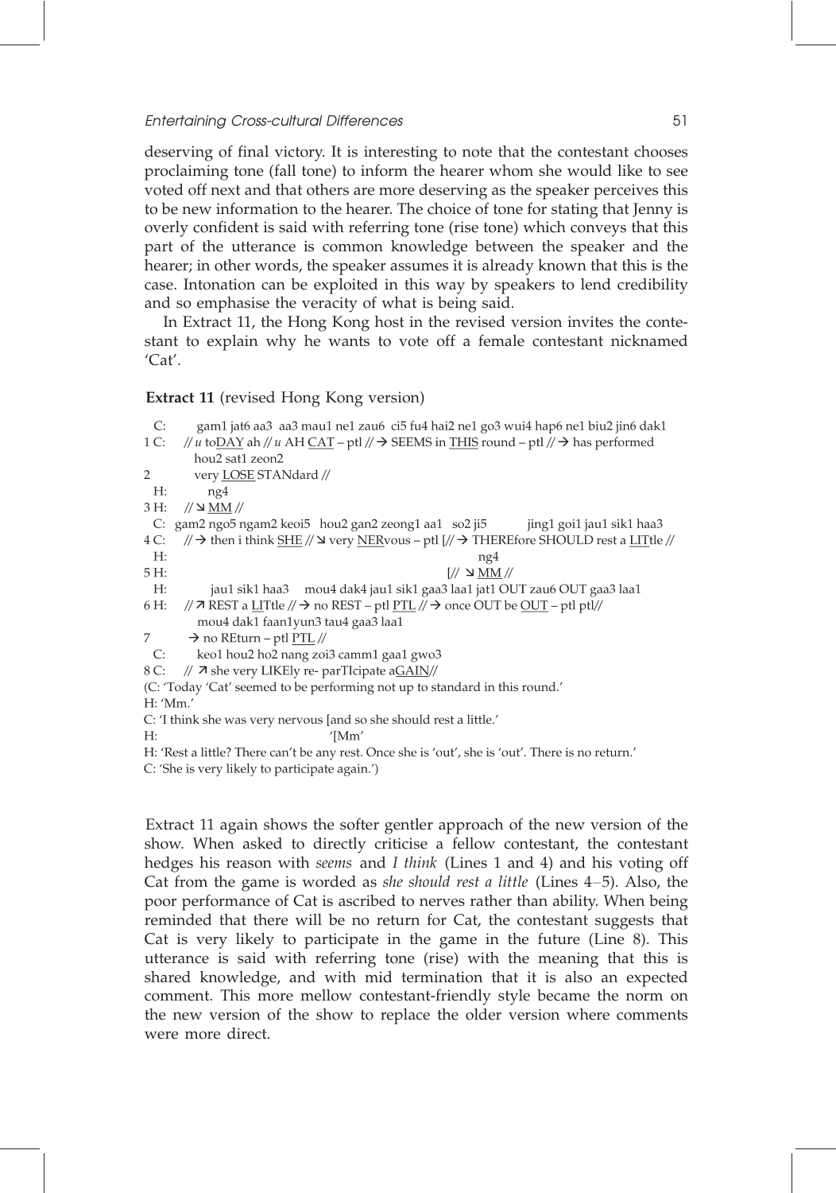deserving of final victory. It is interesting to note that the contestant chooses proclaiming tone (fall tone) to inform the hearer whom she would like to see voted off next and that others are more deserving as the speaker perceives this to be new information to the hearer. The choice of tone for stating that Jenny is overly confident is said with referring tone (rise tone) which conveys that this part of the utterance is common knowledge between the speaker and the hearer; in other words, the speaker assumes it is already known that this is the case. Intonation can be exploited in this way by speakers to lend credibility and so emphasise the veracity of what is being said.

In Extract 11, the Hong Kong host in the revised version invites the contestant to explain why he wants to vote off a female contestant nicknamed 'Cat'.

**Extract 11** (revised Hong Kong version)

```
  C:     gam1 jat6 aa3  aa3 mau1 ne1 zau6  ci5 fu4 hai2 ne1 go3 wui4 hap6 ne1 biu2 jin6 dak1
1 C:   // u toDAY ah // u AH CAT – ptl // → SEEMS in THIS round – ptl // → has performed
         hou2 sat1 zeon2
2        very LOSE STANdard //
  H:       ng4
3 H:   // ↘ MM //
  C:  gam2 ngo5 ngam2 keoi5  hou2 gan2 zeong1 aa1  so2 ji5          jing1 goi1 jau1 sik1 haa3
4 C:   // → then i think SHE // ↘ very NERvous – ptl [// → THEREfore SHOULD rest a LITtle //
  H:                                                                  ng4
5 H:                                                            [// ↘ MM //
  H:         jau1 sik1 haa3    mou4 dak4 jau1 sik1 gaa3 laa1 jat1 OUT zau6 OUT gaa3 laa1
6 H:   // ↗ REST a LITtle // → no REST – ptl PTL // → once OUT be OUT – ptl ptl//
         mou4 dak1 faan1yun3 tau4 gaa3 laa1
7        → no REturn – ptl PTL //
  C:      keo1 hou2 ho2 nang zoi3 camm1 gaa1 gwo3
8 C:   // ↗ she very LIKEly re- parTIcipate aGAIN//
(C: 'Today 'Cat' seemed to be performing not up to standard in this round.'
H: 'Mm.'
C: 'I think she was very nervous [and so she should rest a little.'
H:                               '[Mm'
H: 'Rest a little? There can't be any rest. Once she is 'out', she is 'out'. There is no return.'
C: 'She is very likely to participate again.')
```

Extract 11 again shows the softer gentler approach of the new version of the show. When asked to directly criticise a fellow contestant, the contestant hedges his reason with *seems* and *I think* (Lines 1 and 4) and his voting off Cat from the game is worded as *she should rest a little* (Lines 4–5). Also, the poor performance of Cat is ascribed to nerves rather than ability. When being reminded that there will be no return for Cat, the contestant suggests that Cat is very likely to participate in the game in the future (Line 8). This utterance is said with referring tone (rise) with the meaning that this is shared knowledge, and with mid termination that it is also an expected comment. This more mellow contestant-friendly style became the norm on the new version of the show to replace the older version where comments were more direct.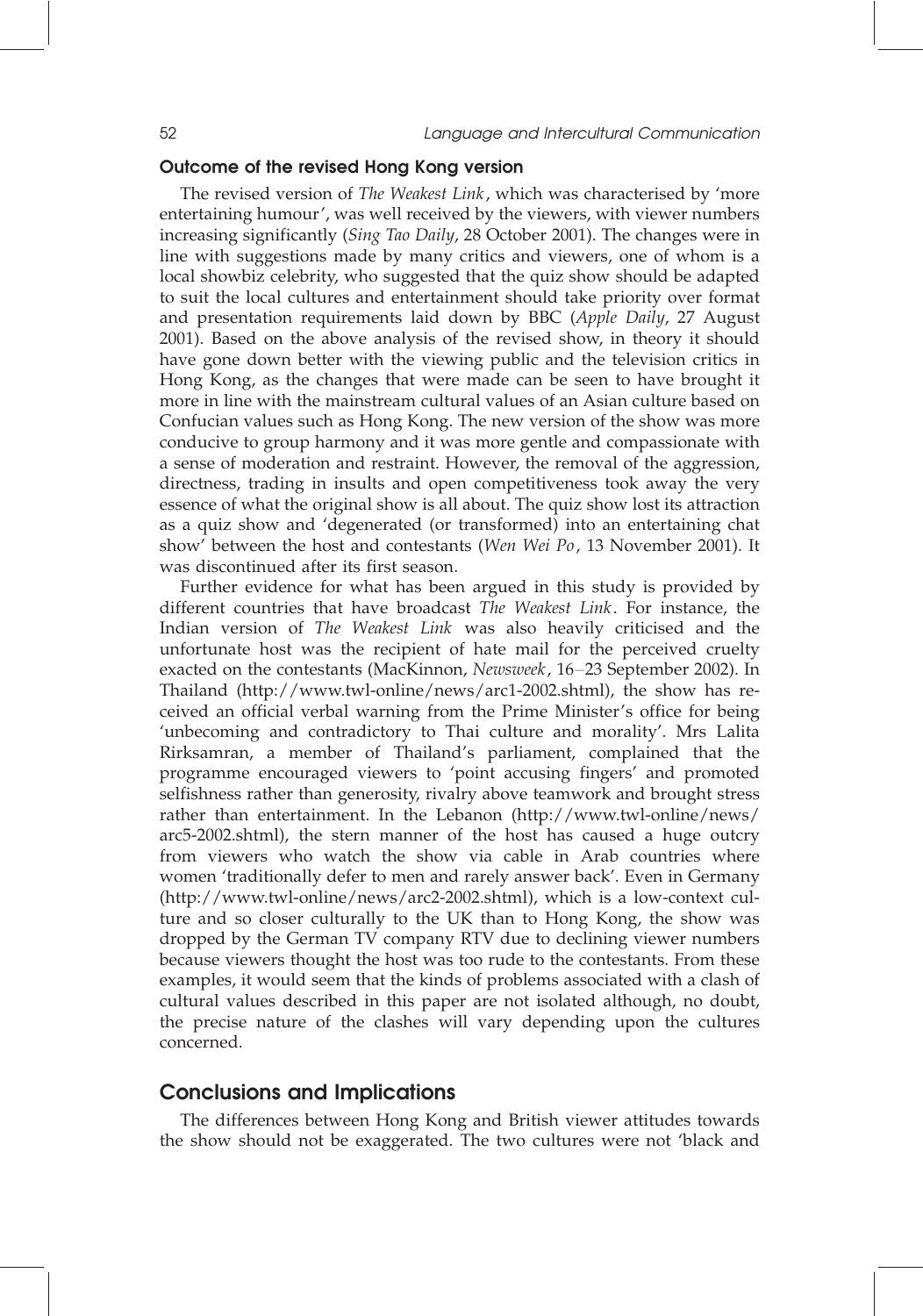### Outcome of the revised Hong Kong version

The revised version of *The Weakest Link*, which was characterised by 'more entertaining humour', was well received by the viewers, with viewer numbers increasing significantly (*Sing Tao Daily*, 28 October 2001). The changes were in line with suggestions made by many critics and viewers, one of whom is a local showbiz celebrity, who suggested that the quiz show should be adapted to suit the local cultures and entertainment should take priority over format and presentation requirements laid down by BBC (*Apple Daily*, 27 August 2001). Based on the above analysis of the revised show, in theory it should have gone down better with the viewing public and the television critics in Hong Kong, as the changes that were made can be seen to have brought it more in line with the mainstream cultural values of an Asian culture based on Confucian values such as Hong Kong. The new version of the show was more conducive to group harmony and it was more gentle and compassionate with a sense of moderation and restraint. However, the removal of the aggression, directness, trading in insults and open competitiveness took away the very essence of what the original show is all about. The quiz show lost its attraction as a quiz show and 'degenerated (or transformed) into an entertaining chat show' between the host and contestants (*Wen Wei Po*, 13 November 2001). It was discontinued after its first season.

Further evidence for what has been argued in this study is provided by different countries that have broadcast *The Weakest Link*. For instance, the Indian version of *The Weakest Link* was also heavily criticised and the unfortunate host was the recipient of hate mail for the perceived cruelty exacted on the contestants (MacKinnon, *Newsweek*, 16–23 September 2002). In Thailand (http://www.twl-online/news/arc1-2002.shtml), the show has received an official verbal warning from the Prime Minister's office for being 'unbecoming and contradictory to Thai culture and morality'. Mrs Lalita Rirksamran, a member of Thailand's parliament, complained that the programme encouraged viewers to 'point accusing fingers' and promoted selfishness rather than generosity, rivalry above teamwork and brought stress rather than entertainment. In the Lebanon (http://www.twl-online/news/arc5-2002.shtml), the stern manner of the host has caused a huge outcry from viewers who watch the show via cable in Arab countries where women 'traditionally defer to men and rarely answer back'. Even in Germany (http://www.twl-online/news/arc2-2002.shtml), which is a low-context culture and so closer culturally to the UK than to Hong Kong, the show was dropped by the German TV company RTV due to declining viewer numbers because viewers thought the host was too rude to the contestants. From these examples, it would seem that the kinds of problems associated with a clash of cultural values described in this paper are not isolated although, no doubt, the precise nature of the clashes will vary depending upon the cultures concerned.

## Conclusions and Implications

The differences between Hong Kong and British viewer attitudes towards the show should not be exaggerated. The two cultures were not 'black and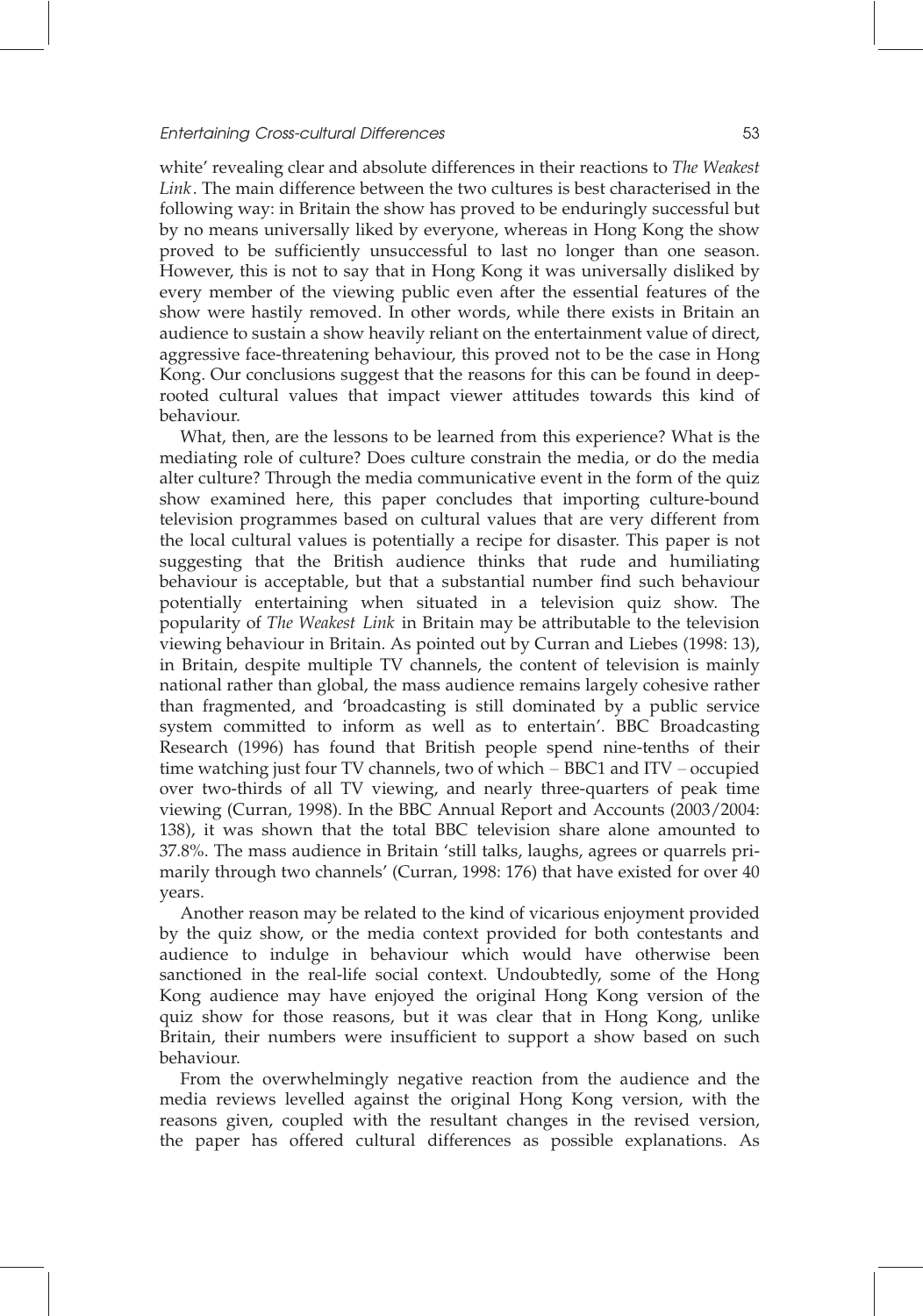white' revealing clear and absolute differences in their reactions to *The Weakest Link*. The main difference between the two cultures is best characterised in the following way: in Britain the show has proved to be enduringly successful but by no means universally liked by everyone, whereas in Hong Kong the show proved to be sufficiently unsuccessful to last no longer than one season. However, this is not to say that in Hong Kong it was universally disliked by every member of the viewing public even after the essential features of the show were hastily removed. In other words, while there exists in Britain an audience to sustain a show heavily reliant on the entertainment value of direct, aggressive face-threatening behaviour, this proved not to be the case in Hong Kong. Our conclusions suggest that the reasons for this can be found in deep-rooted cultural values that impact viewer attitudes towards this kind of behaviour.

What, then, are the lessons to be learned from this experience? What is the mediating role of culture? Does culture constrain the media, or do the media alter culture? Through the media communicative event in the form of the quiz show examined here, this paper concludes that importing culture-bound television programmes based on cultural values that are very different from the local cultural values is potentially a recipe for disaster. This paper is not suggesting that the British audience thinks that rude and humiliating behaviour is acceptable, but that a substantial number find such behaviour potentially entertaining when situated in a television quiz show. The popularity of *The Weakest Link* in Britain may be attributable to the television viewing behaviour in Britain. As pointed out by Curran and Liebes (1998: 13), in Britain, despite multiple TV channels, the content of television is mainly national rather than global, the mass audience remains largely cohesive rather than fragmented, and 'broadcasting is still dominated by a public service system committed to inform as well as to entertain'. BBC Broadcasting Research (1996) has found that British people spend nine-tenths of their time watching just four TV channels, two of which – BBC1 and ITV – occupied over two-thirds of all TV viewing, and nearly three-quarters of peak time viewing (Curran, 1998). In the BBC Annual Report and Accounts (2003/2004: 138), it was shown that the total BBC television share alone amounted to 37.8%. The mass audience in Britain 'still talks, laughs, agrees or quarrels primarily through two channels' (Curran, 1998: 176) that have existed for over 40 years.

Another reason may be related to the kind of vicarious enjoyment provided by the quiz show, or the media context provided for both contestants and audience to indulge in behaviour which would have otherwise been sanctioned in the real-life social context. Undoubtedly, some of the Hong Kong audience may have enjoyed the original Hong Kong version of the quiz show for those reasons, but it was clear that in Hong Kong, unlike Britain, their numbers were insufficient to support a show based on such behaviour.

From the overwhelmingly negative reaction from the audience and the media reviews levelled against the original Hong Kong version, with the reasons given, coupled with the resultant changes in the revised version, the paper has offered cultural differences as possible explanations. As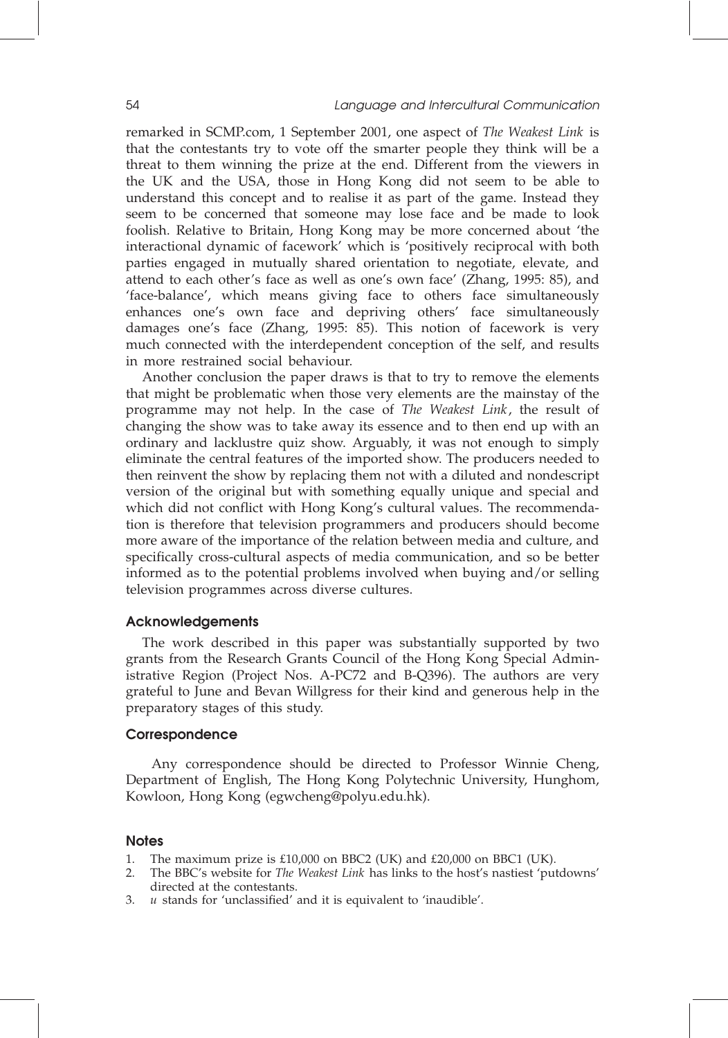remarked in SCMP.com, 1 September 2001, one aspect of *The Weakest Link* is that the contestants try to vote off the smarter people they think will be a threat to them winning the prize at the end. Different from the viewers in the UK and the USA, those in Hong Kong did not seem to be able to understand this concept and to realise it as part of the game. Instead they seem to be concerned that someone may lose face and be made to look foolish. Relative to Britain, Hong Kong may be more concerned about 'the interactional dynamic of facework' which is 'positively reciprocal with both parties engaged in mutually shared orientation to negotiate, elevate, and attend to each other's face as well as one's own face' (Zhang, 1995: 85), and 'face-balance', which means giving face to others face simultaneously enhances one's own face and depriving others' face simultaneously damages one's face (Zhang, 1995: 85). This notion of facework is very much connected with the interdependent conception of the self, and results in more restrained social behaviour.

Another conclusion the paper draws is that to try to remove the elements that might be problematic when those very elements are the mainstay of the programme may not help. In the case of *The Weakest Link*, the result of changing the show was to take away its essence and to then end up with an ordinary and lacklustre quiz show. Arguably, it was not enough to simply eliminate the central features of the imported show. The producers needed to then reinvent the show by replacing them not with a diluted and nondescript version of the original but with something equally unique and special and which did not conflict with Hong Kong's cultural values. The recommendation is therefore that television programmers and producers should become more aware of the importance of the relation between media and culture, and specifically cross-cultural aspects of media communication, and so be better informed as to the potential problems involved when buying and/or selling television programmes across diverse cultures.

## Acknowledgements

The work described in this paper was substantially supported by two grants from the Research Grants Council of the Hong Kong Special Administrative Region (Project Nos. A-PC72 and B-Q396). The authors are very grateful to June and Bevan Willgress for their kind and generous help in the preparatory stages of this study.

## Correspondence

Any correspondence should be directed to Professor Winnie Cheng, Department of English, The Hong Kong Polytechnic University, Hunghom, Kowloon, Hong Kong (egwcheng@polyu.edu.hk).

## Notes

1. The maximum prize is £10,000 on BBC2 (UK) and £20,000 on BBC1 (UK).
2. The BBC's website for *The Weakest Link* has links to the host's nastiest 'putdowns' directed at the contestants.
3. *u* stands for 'unclassified' and it is equivalent to 'inaudible'.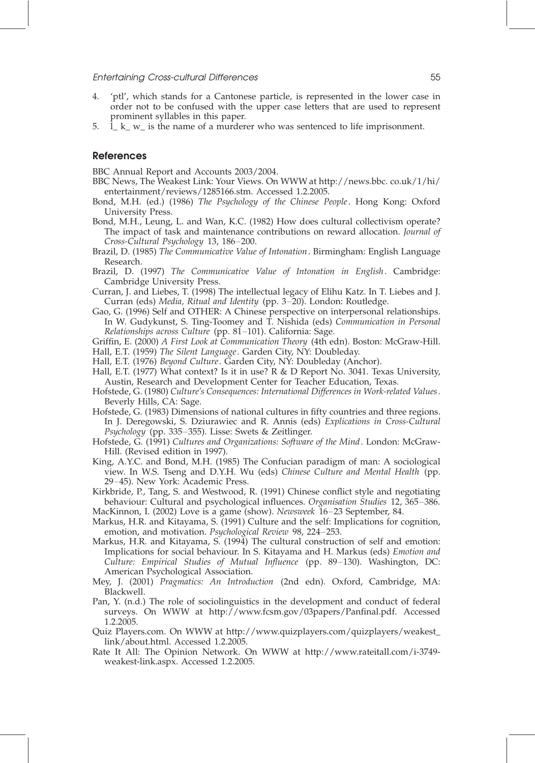4. 'ptl', which stands for a Cantonese particle, is represented in the lower case in order not to be confused with the upper case letters that are used to represent prominent syllables in this paper.
5. l_ k_ w_ is the name of a murderer who was sentenced to life imprisonment.

## References

BBC Annual Report and Accounts 2003/2004.

BBC News, The Weakest Link: Your Views. On WWW at http://news.bbc. co.uk/1/hi/entertainment/reviews/1285166.stm. Accessed 1.2.2005.

Bond, M.H. (ed.) (1986) *The Psychology of the Chinese People*. Hong Kong: Oxford University Press.

Bond, M.H., Leung, L. and Wan, K.C. (1982) How does cultural collectivism operate? The impact of task and maintenance contributions on reward allocation. *Journal of Cross-Cultural Psychology* 13, 186–200.

Brazil, D. (1985) *The Communicative Value of Intonation*. Birmingham: English Language Research.

Brazil, D. (1997) *The Communicative Value of Intonation in English*. Cambridge: Cambridge University Press.

Curran, J. and Liebes, T. (1998) The intellectual legacy of Elihu Katz. In T. Liebes and J. Curran (eds) *Media, Ritual and Identity* (pp. 3–20). London: Routledge.

Gao, G. (1996) Self and OTHER: A Chinese perspective on interpersonal relationships. In W. Gudykunst, S. Ting-Toomey and T. Nishida (eds) *Communication in Personal Relationships across Culture* (pp. 81–101). California: Sage.

Griffin, E. (2000) *A First Look at Communication Theory* (4th edn). Boston: McGraw-Hill.

Hall, E.T. (1959) *The Silent Language*. Garden City, NY: Doubleday.

Hall, E.T. (1976) *Beyond Culture*. Garden City, NY: Doubleday (Anchor).

Hall, E.T. (1977) What context? Is it in use? R & D Report No. 3041. Texas University, Austin, Research and Development Center for Teacher Education, Texas.

Hofstede, G. (1980) *Culture's Consequences: International Differences in Work-related Values*. Beverly Hills, CA: Sage.

Hofstede, G. (1983) Dimensions of national cultures in fifty countries and three regions. In J. Deregowski, S. Dziurawiec and R. Annis (eds) *Explications in Cross-Cultural Psychology* (pp. 335–355). Lisse: Swets & Zeitlinger.

Hofstede, G. (1991) *Cultures and Organizations: Software of the Mind*. London: McGraw-Hill. (Revised edition in 1997).

King, A.Y.C. and Bond, M.H. (1985) The Confucian paradigm of man: A sociological view. In W.S. Tseng and D.Y.H. Wu (eds) *Chinese Culture and Mental Health* (pp. 29–45). New York: Academic Press.

Kirkbride, P., Tang, S. and Westwood, R. (1991) Chinese conflict style and negotiating behaviour: Cultural and psychological influences. *Organisation Studies* 12, 365–386.

MacKinnon, I. (2002) Love is a game (show). *Newsweek* 16–23 September, 84.

Markus, H.R. and Kitayama, S. (1991) Culture and the self: Implications for cognition, emotion, and motivation. *Psychological Review* 98, 224–253.

Markus, H.R. and Kitayama, S. (1994) The cultural construction of self and emotion: Implications for social behaviour. In S. Kitayama and H. Markus (eds) *Emotion and Culture: Empirical Studies of Mutual Influence* (pp. 89–130). Washington, DC: American Psychological Association.

Mey, J. (2001) *Pragmatics: An Introduction* (2nd edn). Oxford, Cambridge, MA: Blackwell.

Pan, Y. (n.d.) The role of sociolinguistics in the development and conduct of federal surveys. On WWW at http://www.fcsm.gov/03papers/Panfinal.pdf. Accessed 1.2.2005.

Quiz Players.com. On WWW at http://www.quizplayers.com/quizplayers/weakest_link/about.html. Accessed 1.2.2005.

Rate It All: The Opinion Network. On WWW at http://www.rateitall.com/i-3749-weakest-link.aspx. Accessed 1.2.2005.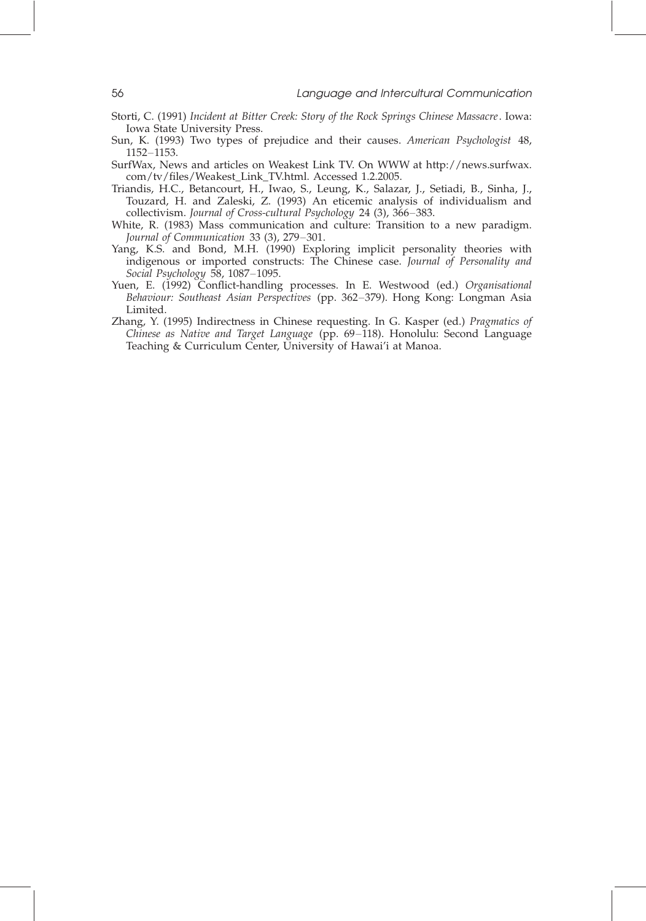Storti, C. (1991) *Incident at Bitter Creek: Story of the Rock Springs Chinese Massacre*. Iowa: Iowa State University Press.

Sun, K. (1993) Two types of prejudice and their causes. *American Psychologist* 48, 1152–1153.

SurfWax, News and articles on Weakest Link TV. On WWW at http://news.surfwax.com/tv/files/Weakest_Link_TV.html. Accessed 1.2.2005.

Triandis, H.C., Betancourt, H., Iwao, S., Leung, K., Salazar, J., Setiadi, B., Sinha, J., Touzard, H. and Zaleski, Z. (1993) An eticemic analysis of individualism and collectivism. *Journal of Cross-cultural Psychology* 24 (3), 366–383.

White, R. (1983) Mass communication and culture: Transition to a new paradigm. *Journal of Communication* 33 (3), 279–301.

Yang, K.S. and Bond, M.H. (1990) Exploring implicit personality theories with indigenous or imported constructs: The Chinese case. *Journal of Personality and Social Psychology* 58, 1087–1095.

Yuen, E. (1992) Conflict-handling processes. In E. Westwood (ed.) *Organisational Behaviour: Southeast Asian Perspectives* (pp. 362–379). Hong Kong: Longman Asia Limited.

Zhang, Y. (1995) Indirectness in Chinese requesting. In G. Kasper (ed.) *Pragmatics of Chinese as Native and Target Language* (pp. 69–118). Honolulu: Second Language Teaching & Curriculum Center, University of Hawai'i at Manoa.